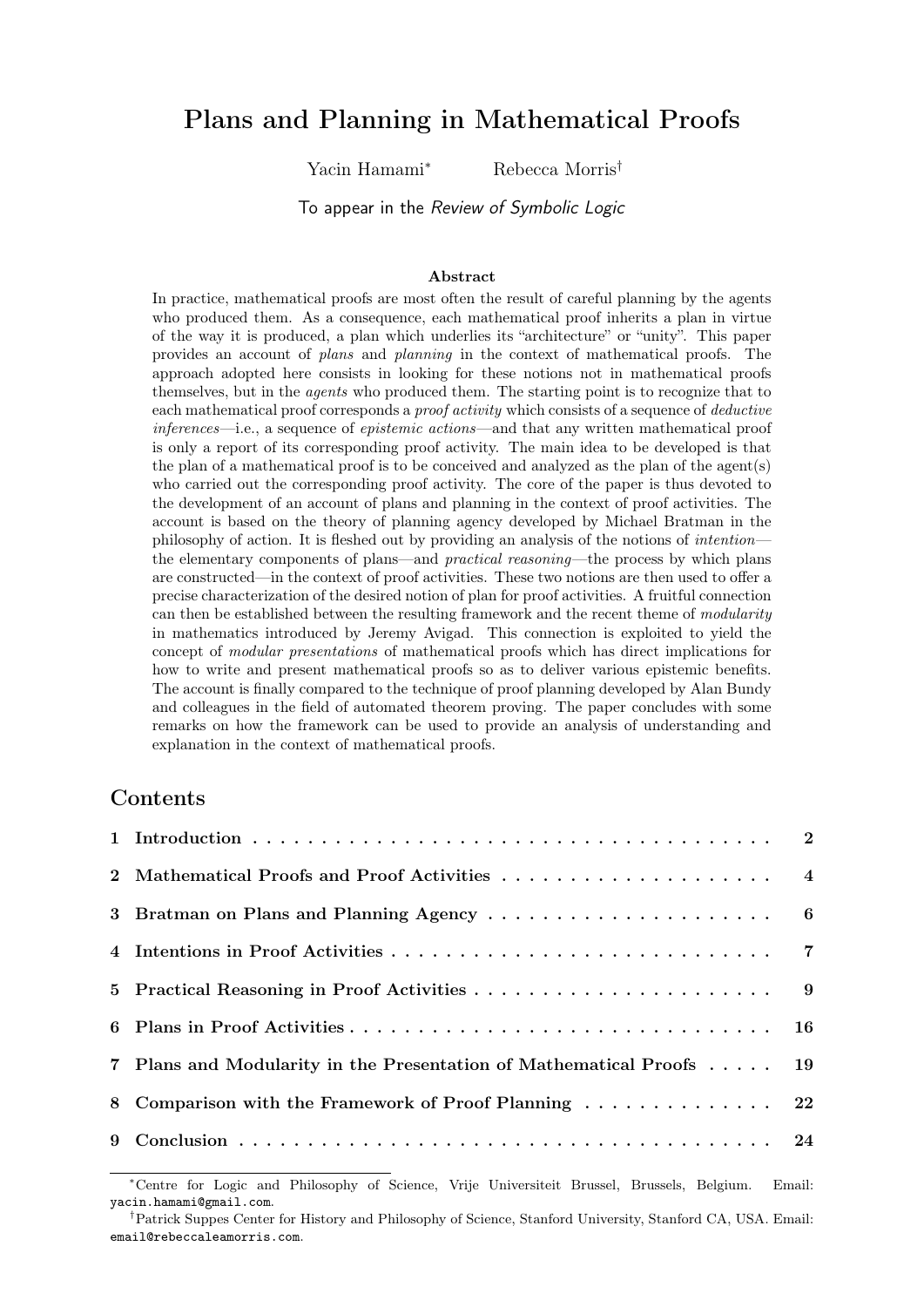# Plans and Planning in Mathematical Proofs

Yacin Hamami* Rebecca Morris†

To appear in the *Review of Symbolic Logic*

### Abstract

In practice, mathematical proofs are most often the result of careful planning by the agents who produced them. As a consequence, each mathematical proof inherits a plan in virtue of the way it is produced, a plan which underlies its "architecture" or "unity". This paper provides an account of *plans* and *planning* in the context of mathematical proofs. The approach adopted here consists in looking for these notions not in mathematical proofs themselves, but in the *agents* who produced them. The starting point is to recognize that to each mathematical proof corresponds a *proof activity* which consists of a sequence of *deductive inferences*—i.e., a sequence of *epistemic actions*—and that any written mathematical proof is only a report of its corresponding proof activity. The main idea to be developed is that the plan of a mathematical proof is to be conceived and analyzed as the plan of the agent(s) who carried out the corresponding proof activity. The core of the paper is thus devoted to the development of an account of plans and planning in the context of proof activities. The account is based on the theory of planning agency developed by Michael Bratman in the philosophy of action. It is fleshed out by providing an analysis of the notions of *intention*—the elementary components of plans—and *practical reasoning*—the process by which plans are constructed—in the context of proof activities. These two notions are then used to offer a precise characterization of the desired notion of plan for proof activities. A fruitful connection can then be established between the resulting framework and the recent theme of *modularity* in mathematics introduced by Jeremy Avigad. This connection is exploited to yield the concept of *modular presentations* of mathematical proofs which has direct implications for how to write and present mathematical proofs so as to deliver various epistemic benefits. The account is finally compared to the technique of proof planning developed by Alan Bundy and colleagues in the field of automated theorem proving. The paper concludes with some remarks on how the framework can be used to provide an analysis of understanding and explanation in the context of mathematical proofs.

## Contents

1 Introduction . . . . . . . . . . 2
2 Mathematical Proofs and Proof Activities . . . . . . . . . . 4
3 Bratman on Plans and Planning Agency . . . . . . . . . . 6
4 Intentions in Proof Activities . . . . . . . . . . 7
5 Practical Reasoning in Proof Activities . . . . . . . . . . 9
6 Plans in Proof Activities . . . . . . . . . . 16
7 Plans and Modularity in the Presentation of Mathematical Proofs . . . . . . . . . . 19
8 Comparison with the Framework of Proof Planning . . . . . . . . . . 22
9 Conclusion . . . . . . . . . . 24

---

*Centre for Logic and Philosophy of Science, Vrije Universiteit Brussel, Brussels, Belgium. Email: yacin.hamami@gmail.com.

†Patrick Suppes Center for History and Philosophy of Science, Stanford University, Stanford CA, USA. Email: email@rebeccaleamorris.com.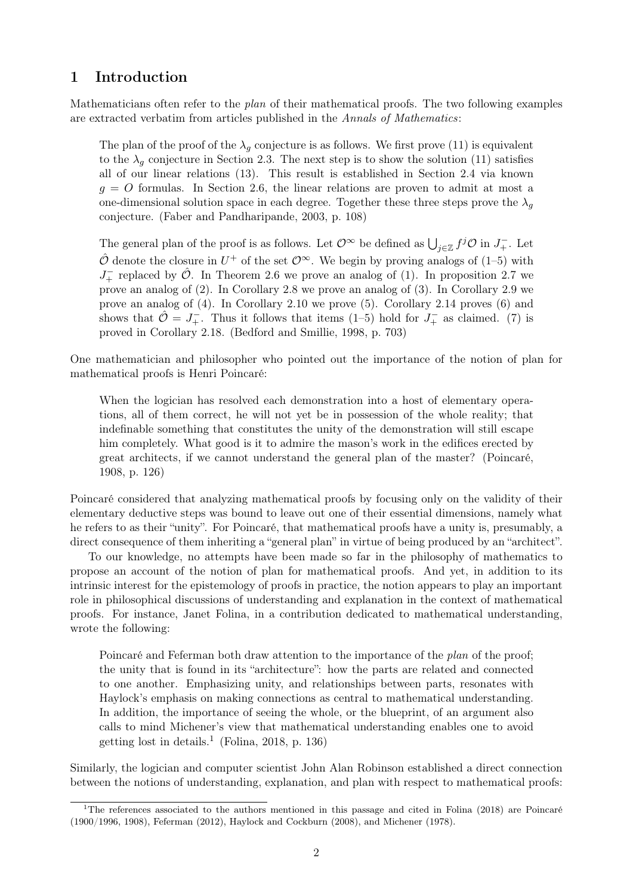# 1 Introduction

Mathematicians often refer to the *plan* of their mathematical proofs. The two following examples are extracted verbatim from articles published in the *Annals of Mathematics*:

> The plan of the proof of the $\lambda_g$ conjecture is as follows. We first prove (11) is equivalent to the $\lambda_g$ conjecture in Section 2.3. The next step is to show the solution (11) satisfies all of our linear relations (13). This result is established in Section 2.4 via known $g = O$ formulas. In Section 2.6, the linear relations are proven to admit at most a one-dimensional solution space in each degree. Together these three steps prove the $\lambda_g$ conjecture. (Faber and Pandharipande, 2003, p. 108)

> The general plan of the proof is as follows. Let $\mathcal{O}^{\infty}$ be defined as $\bigcup_{j\in\mathbb{Z}} f^j\mathcal{O}$ in $J_+^-$. Let $\hat{\mathcal{O}}$ denote the closure in $U^+$ of the set $\mathcal{O}^{\infty}$. We begin by proving analogs of (1–5) with $J_+^-$ replaced by $\hat{\mathcal{O}}$. In Theorem 2.6 we prove an analog of (1). In proposition 2.7 we prove an analog of (2). In Corollary 2.8 we prove an analog of (3). In Corollary 2.9 we prove an analog of (4). In Corollary 2.10 we prove (5). Corollary 2.14 proves (6) and shows that $\hat{\mathcal{O}} = J_+^-$. Thus it follows that items (1–5) hold for $J_+^-$ as claimed. (7) is proved in Corollary 2.18. (Bedford and Smillie, 1998, p. 703)

One mathematician and philosopher who pointed out the importance of the notion of plan for mathematical proofs is Henri Poincaré:

> When the logician has resolved each demonstration into a host of elementary operations, all of them correct, he will not yet be in possession of the whole reality; that indefinable something that constitutes the unity of the demonstration will still escape him completely. What good is it to admire the mason's work in the edifices erected by great architects, if we cannot understand the general plan of the master? (Poincaré, 1908, p. 126)

Poincaré considered that analyzing mathematical proofs by focusing only on the validity of their elementary deductive steps was bound to leave out one of their essential dimensions, namely what he refers to as their "unity". For Poincaré, that mathematical proofs have a unity is, presumably, a direct consequence of them inheriting a "general plan" in virtue of being produced by an "architect".

To our knowledge, no attempts have been made so far in the philosophy of mathematics to propose an account of the notion of plan for mathematical proofs. And yet, in addition to its intrinsic interest for the epistemology of proofs in practice, the notion appears to play an important role in philosophical discussions of understanding and explanation in the context of mathematical proofs. For instance, Janet Folina, in a contribution dedicated to mathematical understanding, wrote the following:

> Poincaré and Feferman both draw attention to the importance of the *plan* of the proof; the unity that is found in its "architecture": how the parts are related and connected to one another. Emphasizing unity, and relationships between parts, resonates with Haylock's emphasis on making connections as central to mathematical understanding. In addition, the importance of seeing the whole, or the blueprint, of an argument also calls to mind Michener's view that mathematical understanding enables one to avoid getting lost in details.[1] (Folina, 2018, p. 136)

Similarly, the logician and computer scientist John Alan Robinson established a direct connection between the notions of understanding, explanation, and plan with respect to mathematical proofs:

[1] The references associated to the authors mentioned in this passage and cited in Folina (2018) are Poincaré (1900/1996, 1908), Feferman (2012), Haylock and Cockburn (2008), and Michener (1978).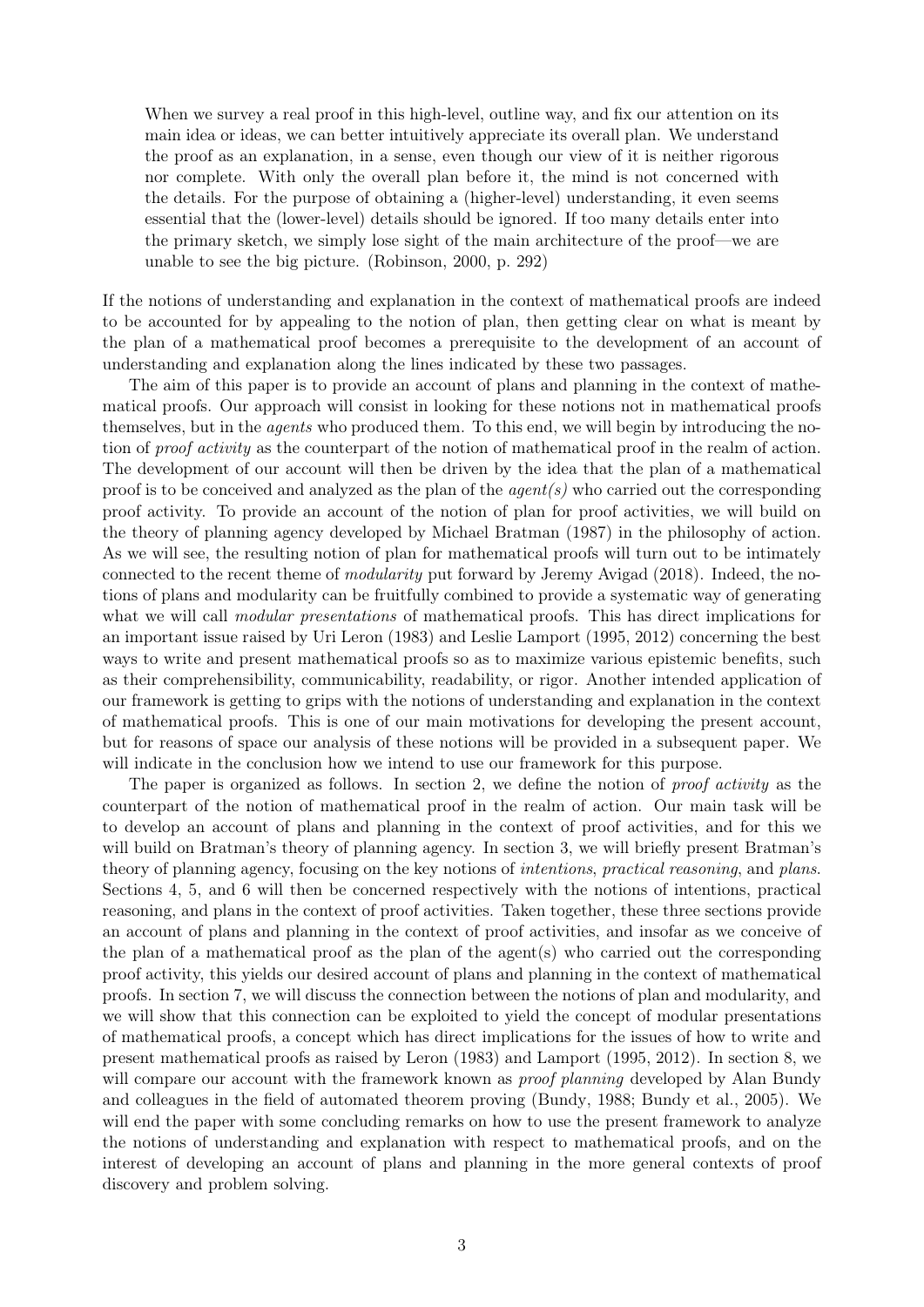> When we survey a real proof in this high-level, outline way, and fix our attention on its main idea or ideas, we can better intuitively appreciate its overall plan. We understand the proof as an explanation, in a sense, even though our view of it is neither rigorous nor complete. With only the overall plan before it, the mind is not concerned with the details. For the purpose of obtaining a (higher-level) understanding, it even seems essential that the (lower-level) details should be ignored. If too many details enter into the primary sketch, we simply lose sight of the main architecture of the proof—we are unable to see the big picture. (Robinson, 2000, p. 292)

If the notions of understanding and explanation in the context of mathematical proofs are indeed to be accounted for by appealing to the notion of plan, then getting clear on what is meant by the plan of a mathematical proof becomes a prerequisite to the development of an account of understanding and explanation along the lines indicated by these two passages.

The aim of this paper is to provide an account of plans and planning in the context of mathematical proofs. Our approach will consist in looking for these notions not in mathematical proofs themselves, but in the *agents* who produced them. To this end, we will begin by introducing the notion of *proof activity* as the counterpart of the notion of mathematical proof in the realm of action. The development of our account will then be driven by the idea that the plan of a mathematical proof is to be conceived and analyzed as the plan of the *agent(s)* who carried out the corresponding proof activity. To provide an account of the notion of plan for proof activities, we will build on the theory of planning agency developed by Michael Bratman (1987) in the philosophy of action. As we will see, the resulting notion of plan for mathematical proofs will turn out to be intimately connected to the recent theme of *modularity* put forward by Jeremy Avigad (2018). Indeed, the notions of plans and modularity can be fruitfully combined to provide a systematic way of generating what we will call *modular presentations* of mathematical proofs. This has direct implications for an important issue raised by Uri Leron (1983) and Leslie Lamport (1995, 2012) concerning the best ways to write and present mathematical proofs so as to maximize various epistemic benefits, such as their comprehensibility, communicability, readability, or rigor. Another intended application of our framework is getting to grips with the notions of understanding and explanation in the context of mathematical proofs. This is one of our main motivations for developing the present account, but for reasons of space our analysis of these notions will be provided in a subsequent paper. We will indicate in the conclusion how we intend to use our framework for this purpose.

The paper is organized as follows. In section 2, we define the notion of *proof activity* as the counterpart of the notion of mathematical proof in the realm of action. Our main task will be to develop an account of plans and planning in the context of proof activities, and for this we will build on Bratman's theory of planning agency. In section 3, we will briefly present Bratman's theory of planning agency, focusing on the key notions of *intentions*, *practical reasoning*, and *plans*. Sections 4, 5, and 6 will then be concerned respectively with the notions of intentions, practical reasoning, and plans in the context of proof activities. Taken together, these three sections provide an account of plans and planning in the context of proof activities, and insofar as we conceive of the plan of a mathematical proof as the plan of the agent(s) who carried out the corresponding proof activity, this yields our desired account of plans and planning in the context of mathematical proofs. In section 7, we will discuss the connection between the notions of plan and modularity, and we will show that this connection can be exploited to yield the concept of modular presentations of mathematical proofs, a concept which has direct implications for the issues of how to write and present mathematical proofs as raised by Leron (1983) and Lamport (1995, 2012). In section 8, we will compare our account with the framework known as *proof planning* developed by Alan Bundy and colleagues in the field of automated theorem proving (Bundy, 1988; Bundy et al., 2005). We will end the paper with some concluding remarks on how to use the present framework to analyze the notions of understanding and explanation with respect to mathematical proofs, and on the interest of developing an account of plans and planning in the more general contexts of proof discovery and problem solving.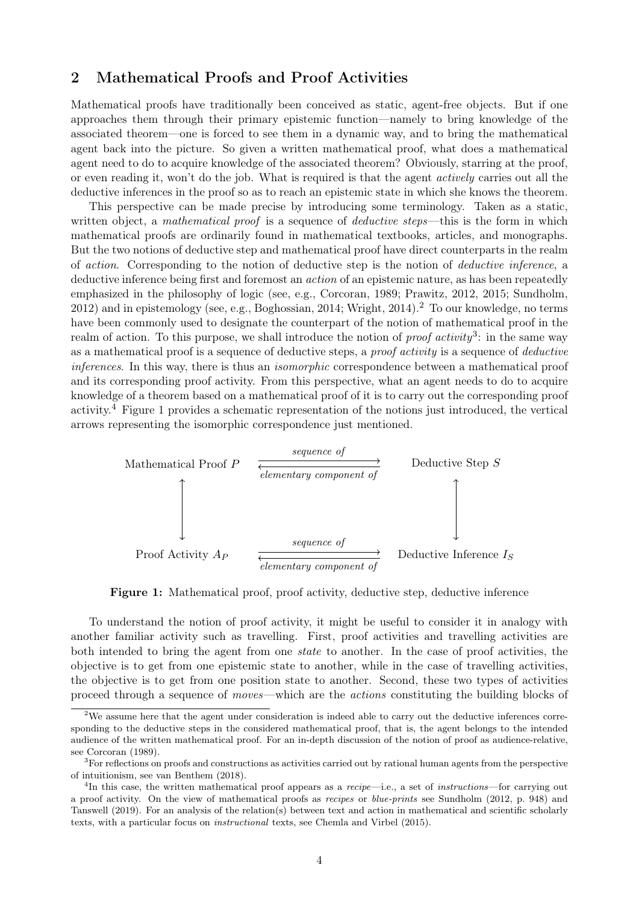## 2 Mathematical Proofs and Proof Activities

Mathematical proofs have traditionally been conceived as static, agent-free objects. But if one approaches them through their primary epistemic function—namely to bring knowledge of the associated theorem—one is forced to see them in a dynamic way, and to bring the mathematical agent back into the picture. So given a written mathematical proof, what does a mathematical agent need to do to acquire knowledge of the associated theorem? Obviously, starring at the proof, or even reading it, won't do the job. What is required is that the agent *actively* carries out all the deductive inferences in the proof so as to reach an epistemic state in which she knows the theorem.

This perspective can be made precise by introducing some terminology. Taken as a static, written object, a *mathematical proof* is a sequence of *deductive steps*—this is the form in which mathematical proofs are ordinarily found in mathematical textbooks, articles, and monographs. But the two notions of deductive step and mathematical proof have direct counterparts in the realm of *action*. Corresponding to the notion of deductive step is the notion of *deductive inference*, a deductive inference being first and foremost an *action* of an epistemic nature, as has been repeatedly emphasized in the philosophy of logic (see, e.g., Corcoran, 1989; Prawitz, 2012, 2015; Sundholm, 2012) and in epistemology (see, e.g., Boghossian, 2014; Wright, 2014).[2] To our knowledge, no terms have been commonly used to designate the counterpart of the notion of mathematical proof in the realm of action. To this purpose, we shall introduce the notion of *proof activity*[3]: in the same way as a mathematical proof is a sequence of deductive steps, a *proof activity* is a sequence of *deductive inferences*. In this way, there is thus an *isomorphic* correspondence between a mathematical proof and its corresponding proof activity. From this perspective, what an agent needs to do to acquire knowledge of a theorem based on a mathematical proof of it is to carry out the corresponding proof activity.[4] Figure 1 provides a schematic representation of the notions just introduced, the vertical arrows representing the isomorphic correspondence just mentioned.

| Mathematical Proof $P$ | *sequence of* → / ← *elementary component of* | Deductive Step $S$ |
|---|---|---|
| ↕ | | ↕ |
| Proof Activity $A_P$ | *sequence of* → / ← *elementary component of* | Deductive Inference $I_S$ |

**Figure 1:** Mathematical proof, proof activity, deductive step, deductive inference

To understand the notion of proof activity, it might be useful to consider it in analogy with another familiar activity such as travelling. First, proof activities and travelling activities are both intended to bring the agent from one *state* to another. In the case of proof activities, the objective is to get from one epistemic state to another, while in the case of travelling activities, the objective is to get from one position state to another. Second, these two types of activities proceed through a sequence of *moves*—which are the *actions* constituting the building blocks of

[2] We assume here that the agent under consideration is indeed able to carry out the deductive inferences corresponding to the deductive steps in the considered mathematical proof, that is, the agent belongs to the intended audience of the written mathematical proof. For an in-depth discussion of the notion of proof as audience-relative, see Corcoran (1989).

[3] For reflections on proofs and constructions as activities carried out by rational human agents from the perspective of intuitionism, see van Benthem (2018).

[4] In this case, the written mathematical proof appears as a *recipe*—i.e., a set of *instructions*—for carrying out a proof activity. On the view of mathematical proofs as *recipes* or *blue-prints* see Sundholm (2012, p. 948) and Tanswell (2019). For an analysis of the relation(s) between text and action in mathematical and scientific scholarly texts, with a particular focus on *instructional* texts, see Chemla and Virbel (2015).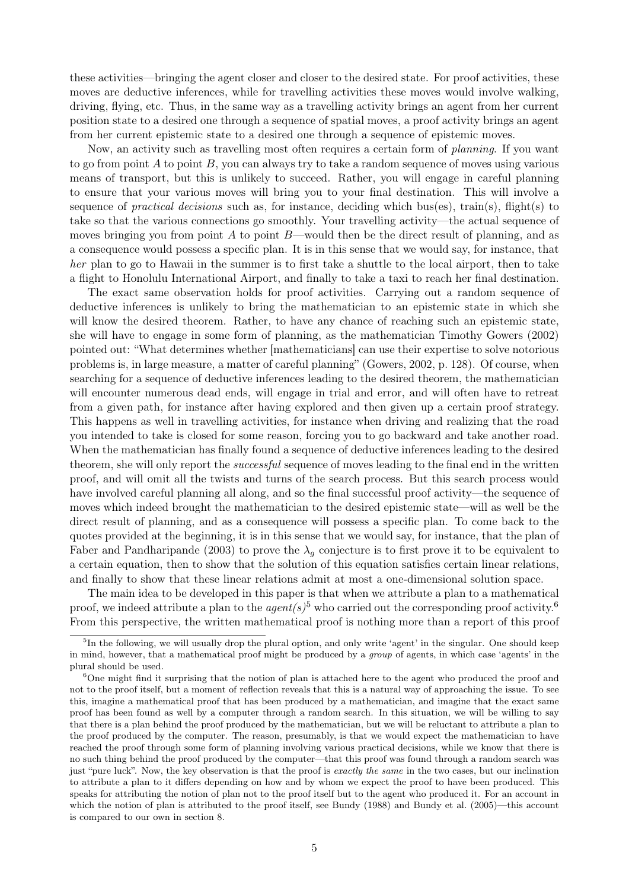these activities—bringing the agent closer and closer to the desired state. For proof activities, these moves are deductive inferences, while for travelling activities these moves would involve walking, driving, flying, etc. Thus, in the same way as a travelling activity brings an agent from her current position state to a desired one through a sequence of spatial moves, a proof activity brings an agent from her current epistemic state to a desired one through a sequence of epistemic moves.

Now, an activity such as travelling most often requires a certain form of *planning*. If you want to go from point $A$ to point $B$, you can always try to take a random sequence of moves using various means of transport, but this is unlikely to succeed. Rather, you will engage in careful planning to ensure that your various moves will bring you to your final destination. This will involve a sequence of *practical decisions* such as, for instance, deciding which bus(es), train(s), flight(s) to take so that the various connections go smoothly. Your travelling activity—the actual sequence of moves bringing you from point $A$ to point $B$—would then be the direct result of planning, and as a consequence would possess a specific plan. It is in this sense that we would say, for instance, that *her* plan to go to Hawaii in the summer is to first take a shuttle to the local airport, then to take a flight to Honolulu International Airport, and finally to take a taxi to reach her final destination.

The exact same observation holds for proof activities. Carrying out a random sequence of deductive inferences is unlikely to bring the mathematician to an epistemic state in which she will know the desired theorem. Rather, to have any chance of reaching such an epistemic state, she will have to engage in some form of planning, as the mathematician Timothy Gowers (2002) pointed out: "What determines whether [mathematicians] can use their expertise to solve notorious problems is, in large measure, a matter of careful planning" (Gowers, 2002, p. 128). Of course, when searching for a sequence of deductive inferences leading to the desired theorem, the mathematician will encounter numerous dead ends, will engage in trial and error, and will often have to retreat from a given path, for instance after having explored and then given up a certain proof strategy. This happens as well in travelling activities, for instance when driving and realizing that the road you intended to take is closed for some reason, forcing you to go backward and take another road. When the mathematician has finally found a sequence of deductive inferences leading to the desired theorem, she will only report the *successful* sequence of moves leading to the final end in the written proof, and will omit all the twists and turns of the search process. But this search process would have involved careful planning all along, and so the final successful proof activity—the sequence of moves which indeed brought the mathematician to the desired epistemic state—will as well be the direct result of planning, and as a consequence will possess a specific plan. To come back to the quotes provided at the beginning, it is in this sense that we would say, for instance, that the plan of Faber and Pandharipande (2003) to prove the $\lambda_g$ conjecture is to first prove it to be equivalent to a certain equation, then to show that the solution of this equation satisfies certain linear relations, and finally to show that these linear relations admit at most a one-dimensional solution space.

The main idea to be developed in this paper is that when we attribute a plan to a mathematical proof, we indeed attribute a plan to the *agent(s)*[5] who carried out the corresponding proof activity.[6] From this perspective, the written mathematical proof is nothing more than a report of this proof

[5] In the following, we will usually drop the plural option, and only write 'agent' in the singular. One should keep in mind, however, that a mathematical proof might be produced by a *group* of agents, in which case 'agents' in the plural should be used.

[6] One might find it surprising that the notion of plan is attached here to the agent who produced the proof and not to the proof itself, but a moment of reflection reveals that this is a natural way of approaching the issue. To see this, imagine a mathematical proof that has been produced by a mathematician, and imagine that the exact same proof has been found as well by a computer through a random search. In this situation, we will be willing to say that there is a plan behind the proof produced by the mathematician, but we will be reluctant to attribute a plan to the proof produced by the computer. The reason, presumably, is that we would expect the mathematician to have reached the proof through some form of planning involving various practical decisions, while we know that there is no such thing behind the proof produced by the computer—that this proof was found through a random search was just "pure luck". Now, the key observation is that the proof is *exactly the same* in the two cases, but our inclination to attribute a plan to it differs depending on how and by whom we expect the proof to have been produced. This speaks for attributing the notion of plan not to the proof itself but to the agent who produced it. For an account in which the notion of plan is attributed to the proof itself, see Bundy (1988) and Bundy et al. (2005)—this account is compared to our own in section 8.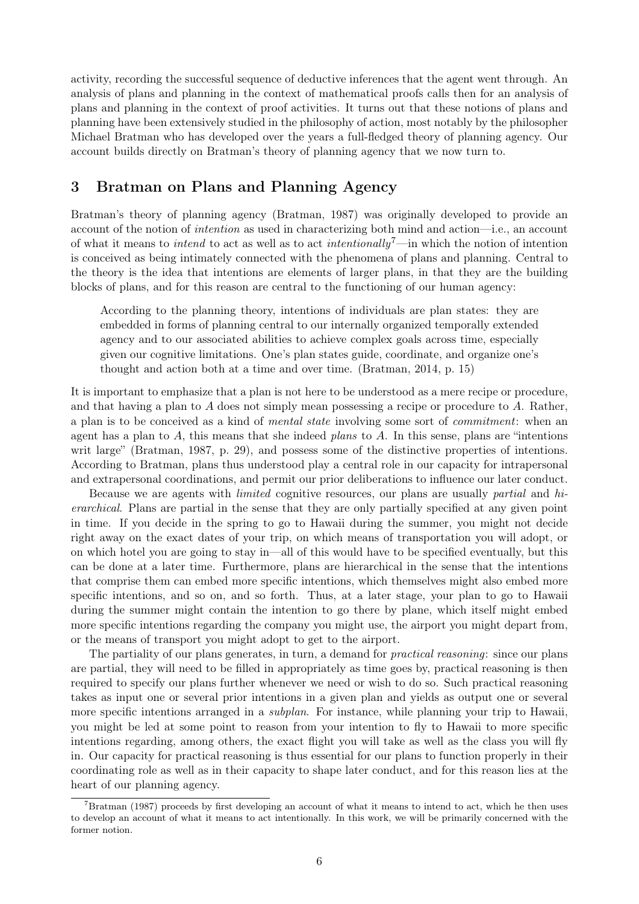activity, recording the successful sequence of deductive inferences that the agent went through. An analysis of plans and planning in the context of mathematical proofs calls then for an analysis of plans and planning in the context of proof activities. It turns out that these notions of plans and planning have been extensively studied in the philosophy of action, most notably by the philosopher Michael Bratman who has developed over the years a full-fledged theory of planning agency. Our account builds directly on Bratman's theory of planning agency that we now turn to.

## 3 Bratman on Plans and Planning Agency

Bratman's theory of planning agency (Bratman, 1987) was originally developed to provide an account of the notion of *intention* as used in characterizing both mind and action—i.e., an account of what it means to *intend* to act as well as to act *intentionally*[7]—in which the notion of intention is conceived as being intimately connected with the phenomena of plans and planning. Central to the theory is the idea that intentions are elements of larger plans, in that they are the building blocks of plans, and for this reason are central to the functioning of our human agency:

> According to the planning theory, intentions of individuals are plan states: they are embedded in forms of planning central to our internally organized temporally extended agency and to our associated abilities to achieve complex goals across time, especially given our cognitive limitations. One's plan states guide, coordinate, and organize one's thought and action both at a time and over time. (Bratman, 2014, p. 15)

It is important to emphasize that a plan is not here to be understood as a mere recipe or procedure, and that having a plan to $A$ does not simply mean possessing a recipe or procedure to $A$. Rather, a plan is to be conceived as a kind of *mental state* involving some sort of *commitment*: when an agent has a plan to $A$, this means that she indeed *plans* to $A$. In this sense, plans are "intentions writ large" (Bratman, 1987, p. 29), and possess some of the distinctive properties of intentions. According to Bratman, plans thus understood play a central role in our capacity for intrapersonal and extrapersonal coordinations, and permit our prior deliberations to influence our later conduct.

Because we are agents with *limited* cognitive resources, our plans are usually *partial* and *hierarchical*. Plans are partial in the sense that they are only partially specified at any given point in time. If you decide in the spring to go to Hawaii during the summer, you might not decide right away on the exact dates of your trip, on which means of transportation you will adopt, or on which hotel you are going to stay in—all of this would have to be specified eventually, but this can be done at a later time. Furthermore, plans are hierarchical in the sense that the intentions that comprise them can embed more specific intentions, which themselves might also embed more specific intentions, and so on, and so forth. Thus, at a later stage, your plan to go to Hawaii during the summer might contain the intention to go there by plane, which itself might embed more specific intentions regarding the company you might use, the airport you might depart from, or the means of transport you might adopt to get to the airport.

The partiality of our plans generates, in turn, a demand for *practical reasoning*: since our plans are partial, they will need to be filled in appropriately as time goes by, practical reasoning is then required to specify our plans further whenever we need or wish to do so. Such practical reasoning takes as input one or several prior intentions in a given plan and yields as output one or several more specific intentions arranged in a *subplan*. For instance, while planning your trip to Hawaii, you might be led at some point to reason from your intention to fly to Hawaii to more specific intentions regarding, among others, the exact flight you will take as well as the class you will fly in. Our capacity for practical reasoning is thus essential for our plans to function properly in their coordinating role as well as in their capacity to shape later conduct, and for this reason lies at the heart of our planning agency.

[7] Bratman (1987) proceeds by first developing an account of what it means to intend to act, which he then uses to develop an account of what it means to act intentionally. In this work, we will be primarily concerned with the former notion.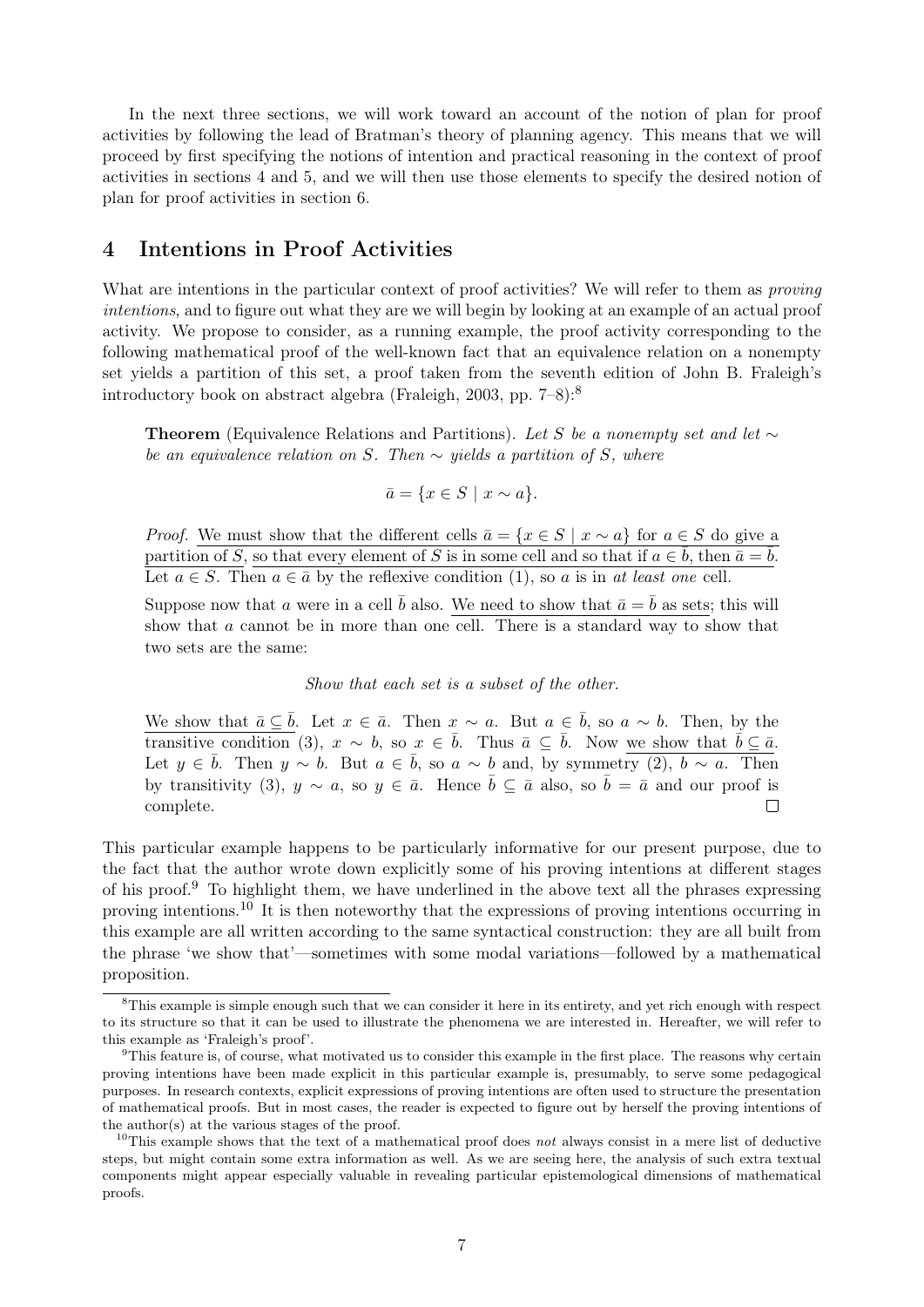In the next three sections, we will work toward an account of the notion of plan for proof activities by following the lead of Bratman's theory of planning agency. This means that we will proceed by first specifying the notions of intention and practical reasoning in the context of proof activities in sections 4 and 5, and we will then use those elements to specify the desired notion of plan for proof activities in section 6.

## 4 Intentions in Proof Activities

What are intentions in the particular context of proof activities? We will refer to them as *proving intentions*, and to figure out what they are we will begin by looking at an example of an actual proof activity. We propose to consider, as a running example, the proof activity corresponding to the following mathematical proof of the well-known fact that an equivalence relation on a nonempty set yields a partition of this set, a proof taken from the seventh edition of John B. Fraleigh's introductory book on abstract algebra (Fraleigh, 2003, pp. 7–8):[8]

> **Theorem** (Equivalence Relations and Partitions). *Let $S$ be a nonempty set and let $\sim$ be an equivalence relation on $S$. Then $\sim$ yields a partition of $S$, where*
>
> $$\bar{a} = \{x \in S \mid x \sim a\}.$$
>
> *Proof.* <u>We must show that the different cells $\bar{a} = \{x \in S \mid x \sim a\}$ for $a \in S$ do give a partition of $S$</u>, <u>so that every element of $S$ is in some cell and so that if $a \in \bar{b}$, then $\bar{a} = \bar{b}$</u>. Let $a \in S$. Then $a \in \bar{a}$ by the reflexive condition (1), so $a$ is in *at least one* cell.
>
> Suppose now that $a$ were in a cell $\bar{b}$ also. <u>We need to show that $\bar{a} = \bar{b}$ as sets</u>; this will show that $a$ cannot be in more than one cell. There is a standard way to show that two sets are the same:
>
> *Show that each set is a subset of the other.*
>
> <u>We show that $\bar{a} \subseteq \bar{b}$</u>. Let $x \in \bar{a}$. Then $x \sim a$. But $a \in \bar{b}$, so $a \sim b$. Then, by the transitive condition (3), $x \sim b$, so $x \in \bar{b}$. Thus $\bar{a} \subseteq \bar{b}$. Now <u>we show that $\bar{b} \subseteq \bar{a}$</u>. Let $y \in \bar{b}$. Then $y \sim b$. But $a \in \bar{b}$, so $a \sim b$ and, by symmetry (2), $b \sim a$. Then by transitivity (3), $y \sim a$, so $y \in \bar{a}$. Hence $\bar{b} \subseteq \bar{a}$ also, so $\bar{b} = \bar{a}$ and our proof is complete. □

This particular example happens to be particularly informative for our present purpose, due to the fact that the author wrote down explicitly some of his proving intentions at different stages of his proof.[9] To highlight them, we have underlined in the above text all the phrases expressing proving intentions.[10] It is then noteworthy that the expressions of proving intentions occurring in this example are all written according to the same syntactical construction: they are all built from the phrase 'we show that'—sometimes with some modal variations—followed by a mathematical proposition.

---

[8] This example is simple enough such that we can consider it here in its entirety, and yet rich enough with respect to its structure so that it can be used to illustrate the phenomena we are interested in. Hereafter, we will refer to this example as 'Fraleigh's proof'.

[9] This feature is, of course, what motivated us to consider this example in the first place. The reasons why certain proving intentions have been made explicit in this particular example is, presumably, to serve some pedagogical purposes. In research contexts, explicit expressions of proving intentions are often used to structure the presentation of mathematical proofs. But in most cases, the reader is expected to figure out by herself the proving intentions of the author(s) at the various stages of the proof.

[10] This example shows that the text of a mathematical proof does *not* always consist in a mere list of deductive steps, but might contain some extra information as well. As we are seeing here, the analysis of such extra textual components might appear especially valuable in revealing particular epistemological dimensions of mathematical proofs.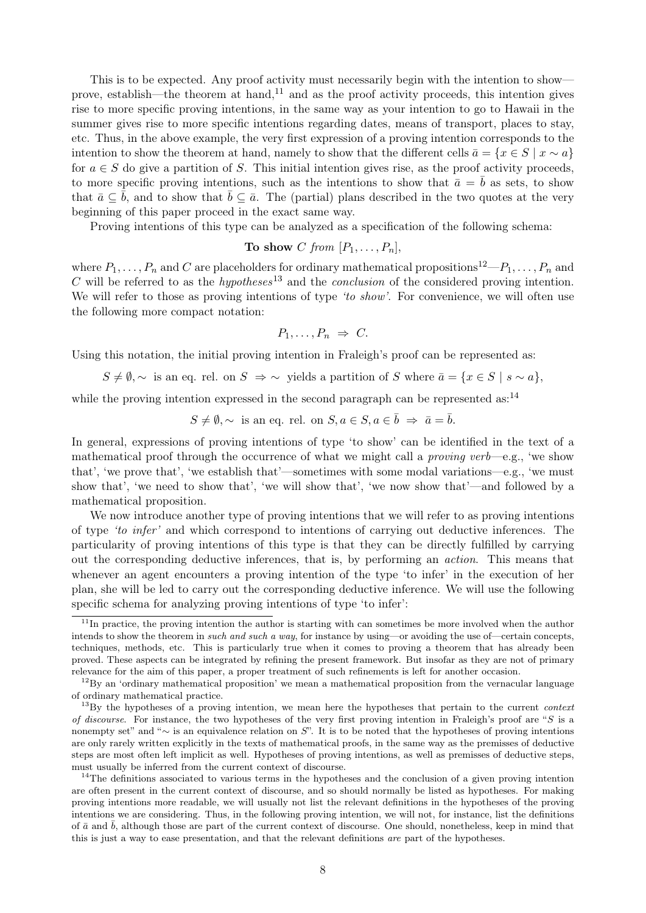This is to be expected. Any proof activity must necessarily begin with the intention to show—prove, establish—the theorem at hand,[11] and as the proof activity proceeds, this intention gives rise to more specific proving intentions, in the same way as your intention to go to Hawaii in the summer gives rise to more specific intentions regarding dates, means of transport, places to stay, etc. Thus, in the above example, the very first expression of a proving intention corresponds to the intention to show the theorem at hand, namely to show that the different cells $\bar{a} = \{x \in S \mid x \sim a\}$ for $a \in S$ do give a partition of $S$. This initial intention gives rise, as the proof activity proceeds, to more specific proving intentions, such as the intentions to show that $\bar{a} = \bar{b}$ as sets, to show that $\bar{a} \subseteq \bar{b}$, and to show that $\bar{b} \subseteq \bar{a}$. The (partial) plans described in the two quotes at the very beginning of this paper proceed in the exact same way.

Proving intentions of this type can be analyzed as a specification of the following schema:

$$\textbf{To show } C \textit{ from } [P_1, \ldots, P_n],$$

where $P_1, \ldots, P_n$ and $C$ are placeholders for ordinary mathematical propositions[12]—$P_1, \ldots, P_n$ and $C$ will be referred to as the *hypotheses*[13] and the *conclusion* of the considered proving intention. We will refer to those as proving intentions of type *'to show'*. For convenience, we will often use the following more compact notation:

$$P_1, \ldots, P_n \;\Rightarrow\; C.$$

Using this notation, the initial proving intention in Fraleigh's proof can be represented as:

$$S \neq \emptyset, \sim \text{ is an eq. rel. on } S \;\Rightarrow \sim \text{ yields a partition of } S \text{ where } \bar{a} = \{x \in S \mid s \sim a\},$$

while the proving intention expressed in the second paragraph can be represented as:[14]

$$S \neq \emptyset, \sim \text{ is an eq. rel. on } S, a \in S, a \in \bar{b} \;\Rightarrow\; \bar{a} = \bar{b}.$$

In general, expressions of proving intentions of type 'to show' can be identified in the text of a mathematical proof through the occurrence of what we might call a *proving verb*—e.g., 'we show that', 'we prove that', 'we establish that'—sometimes with some modal variations—e.g., 'we must show that', 'we need to show that', 'we will show that', 'we now show that'—and followed by a mathematical proposition.

We now introduce another type of proving intentions that we will refer to as proving intentions of type *'to infer'* and which correspond to intentions of carrying out deductive inferences. The particularity of proving intentions of this type is that they can be directly fulfilled by carrying out the corresponding deductive inferences, that is, by performing an *action*. This means that whenever an agent encounters a proving intention of the type 'to infer' in the execution of her plan, she will be led to carry out the corresponding deductive inference. We will use the following specific schema for analyzing proving intentions of type 'to infer':

---

[11] In practice, the proving intention the author is starting with can sometimes be more involved when the author intends to show the theorem in *such and such a way*, for instance by using—or avoiding the use of—certain concepts, techniques, methods, etc. This is particularly true when it comes to proving a theorem that has already been proved. These aspects can be integrated by refining the present framework. But insofar as they are not of primary relevance for the aim of this paper, a proper treatment of such refinements is left for another occasion.

[12] By an 'ordinary mathematical proposition' we mean a mathematical proposition from the vernacular language of ordinary mathematical practice.

[13] By the hypotheses of a proving intention, we mean here the hypotheses that pertain to the current *context of discourse*. For instance, the two hypotheses of the very first proving intention in Fraleigh's proof are "$S$ is a nonempty set" and "$\sim$ is an equivalence relation on $S$". It is to be noted that the hypotheses of proving intentions are only rarely written explicitly in the texts of mathematical proofs, in the same way as the premisses of deductive steps are most often left implicit as well. Hypotheses of proving intentions, as well as premisses of deductive steps, must usually be inferred from the current context of discourse.

[14] The definitions associated to various terms in the hypotheses and the conclusion of a given proving intention are often present in the current context of discourse, and so should normally be listed as hypotheses. For making proving intentions more readable, we will usually not list the relevant definitions in the hypotheses of the proving intentions we are considering. Thus, in the following proving intention, we will not, for instance, list the definitions of $\bar{a}$ and $\bar{b}$, although those are part of the current context of discourse. One should, nonetheless, keep in mind that this is just a way to ease presentation, and that the relevant definitions *are* part of the hypotheses.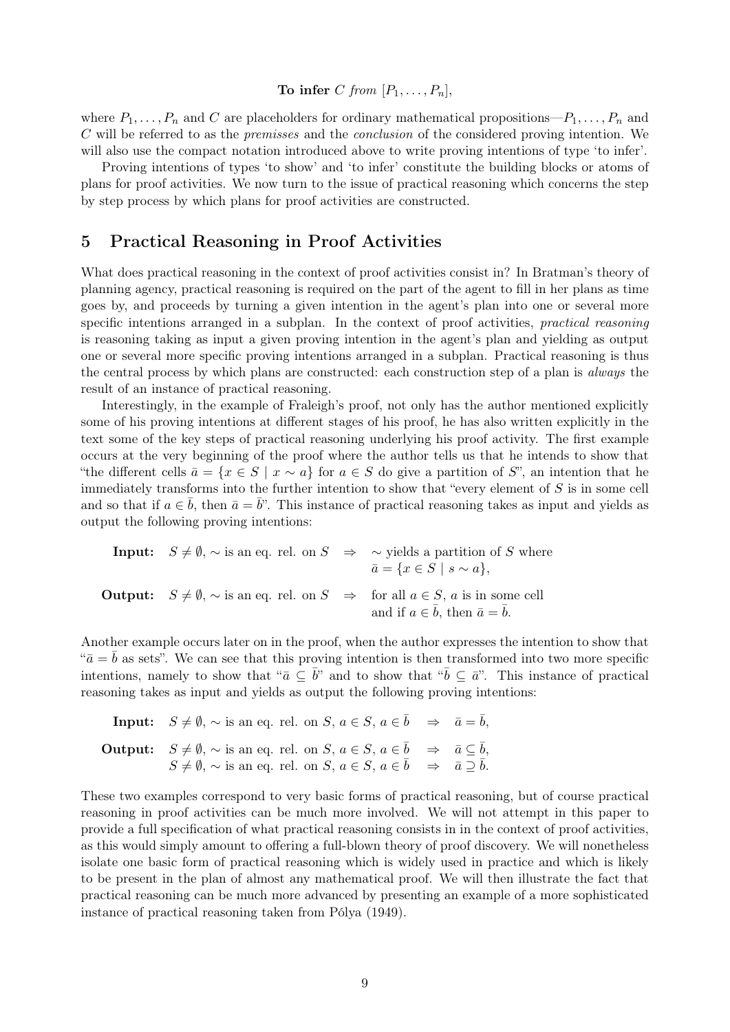**To infer** $C$ *from* $[P_1, \ldots, P_n]$,

where $P_1, \ldots, P_n$ and $C$ are placeholders for ordinary mathematical propositions—$P_1, \ldots, P_n$ and $C$ will be referred to as the *premisses* and the *conclusion* of the considered proving intention. We will also use the compact notation introduced above to write proving intentions of type 'to infer'.

Proving intentions of types 'to show' and 'to infer' constitute the building blocks or atoms of plans for proof activities. We now turn to the issue of practical reasoning which concerns the step by step process by which plans for proof activities are constructed.

## 5 Practical Reasoning in Proof Activities

What does practical reasoning in the context of proof activities consist in? In Bratman's theory of planning agency, practical reasoning is required on the part of the agent to fill in her plans as time goes by, and proceeds by turning a given intention in the agent's plan into one or several more specific intentions arranged in a subplan. In the context of proof activities, *practical reasoning* is reasoning taking as input a given proving intention in the agent's plan and yielding as output one or several more specific proving intentions arranged in a subplan. Practical reasoning is thus the central process by which plans are constructed: each construction step of a plan is *always* the result of an instance of practical reasoning.

Interestingly, in the example of Fraleigh's proof, not only has the author mentioned explicitly some of his proving intentions at different stages of his proof, he has also written explicitly in the text some of the key steps of practical reasoning underlying his proof activity. The first example occurs at the very beginning of the proof where the author tells us that he intends to show that "the different cells $\bar{a} = \{x \in S \mid x \sim a\}$ for $a \in S$ do give a partition of $S$", an intention that he immediately transforms into the further intention to show that "every element of $S$ is in some cell and so that if $a \in \bar{b}$, then $\bar{a} = \bar{b}$". This instance of practical reasoning takes as input and yields as output the following proving intentions:

**Input:** $S \neq \emptyset$, $\sim$ is an eq. rel. on $S$ $\Rightarrow$ $\sim$ yields a partition of $S$ where $\bar{a} = \{x \in S \mid s \sim a\}$,

**Output:** $S \neq \emptyset$, $\sim$ is an eq. rel. on $S$ $\Rightarrow$ for all $a \in S$, $a$ is in some cell and if $a \in \bar{b}$, then $\bar{a} = \bar{b}$.

Another example occurs later on in the proof, when the author expresses the intention to show that "$\bar{a} = \bar{b}$ as sets". We can see that this proving intention is then transformed into two more specific intentions, namely to show that "$\bar{a} \subseteq \bar{b}$" and to show that "$\bar{b} \subseteq \bar{a}$". This instance of practical reasoning takes as input and yields as output the following proving intentions:

**Input:** $S \neq \emptyset$, $\sim$ is an eq. rel. on $S$, $a \in S$, $a \in \bar{b}$ $\Rightarrow$ $\bar{a} = \bar{b}$,

**Output:** $S \neq \emptyset$, $\sim$ is an eq. rel. on $S$, $a \in S$, $a \in \bar{b}$ $\Rightarrow$ $\bar{a} \subseteq \bar{b}$,
$S \neq \emptyset$, $\sim$ is an eq. rel. on $S$, $a \in S$, $a \in \bar{b}$ $\Rightarrow$ $\bar{a} \supseteq \bar{b}$.

These two examples correspond to very basic forms of practical reasoning, but of course practical reasoning in proof activities can be much more involved. We will not attempt in this paper to provide a full specification of what practical reasoning consists in in the context of proof activities, as this would simply amount to offering a full-blown theory of proof discovery. We will nonetheless isolate one basic form of practical reasoning which is widely used in practice and which is likely to be present in the plan of almost any mathematical proof. We will then illustrate the fact that practical reasoning can be much more advanced by presenting an example of a more sophisticated instance of practical reasoning taken from Pólya (1949).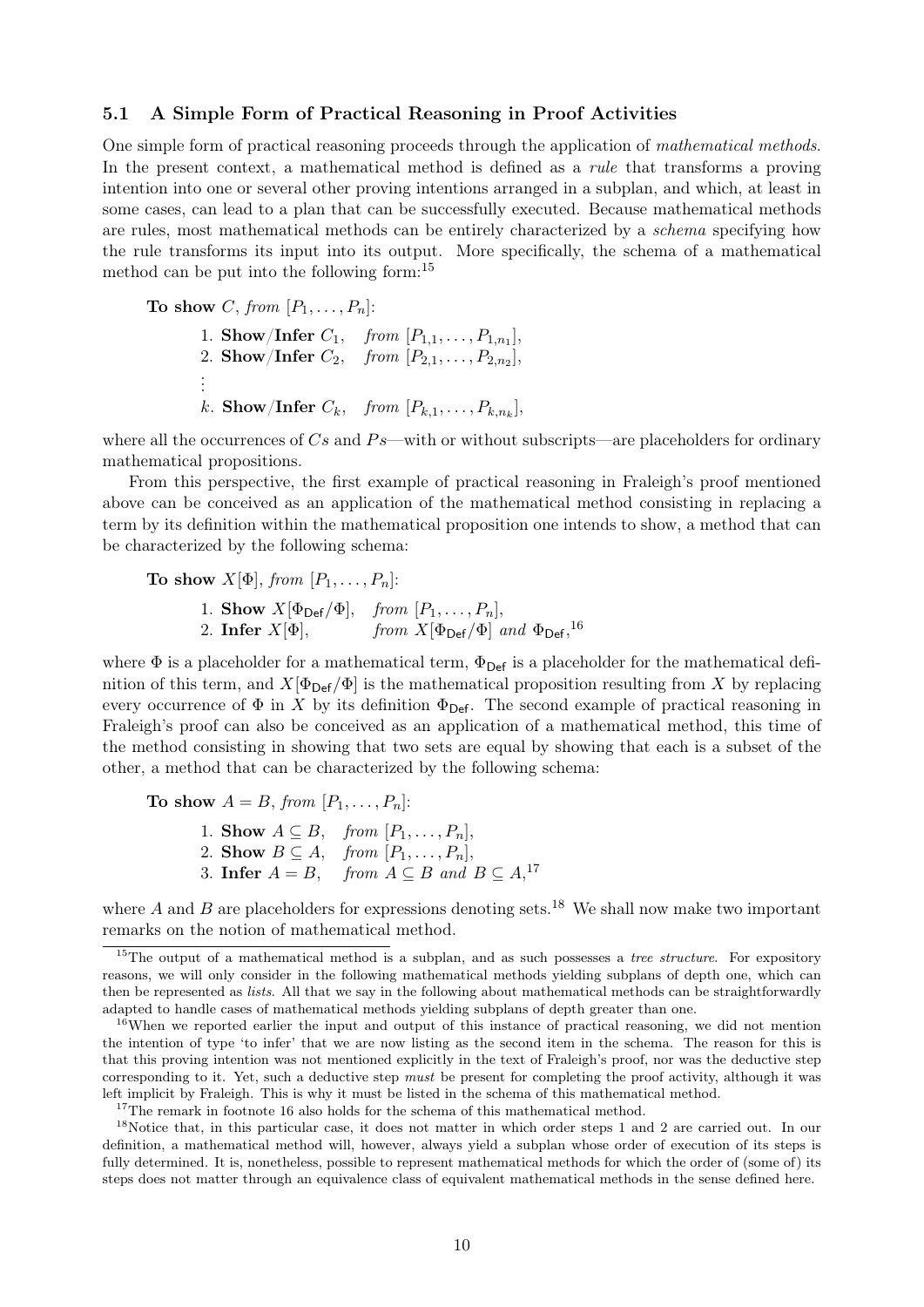### 5.1 A Simple Form of Practical Reasoning in Proof Activities

One simple form of practical reasoning proceeds through the application of *mathematical methods*. In the present context, a mathematical method is defined as a *rule* that transforms a proving intention into one or several other proving intentions arranged in a subplan, and which, at least in some cases, can lead to a plan that can be successfully executed. Because mathematical methods are rules, most mathematical methods can be entirely characterized by a *schema* specifying how the rule transforms its input into its output. More specifically, the schema of a mathematical method can be put into the following form:[15]

**To show** $C$, *from* $[P_1, \ldots, P_n]$:

1. **Show**/**Infer** $C_1$, *from* $[P_{1,1}, \ldots, P_{1,n_1}]$,
2. **Show**/**Infer** $C_2$, *from* $[P_{2,1}, \ldots, P_{2,n_2}]$,

$\vdots$

$k$. **Show**/**Infer** $C_k$, *from* $[P_{k,1}, \ldots, P_{k,n_k}]$,

where all the occurrences of $Cs$ and $Ps$—with or without subscripts—are placeholders for ordinary mathematical propositions.

From this perspective, the first example of practical reasoning in Fraleigh's proof mentioned above can be conceived as an application of the mathematical method consisting in replacing a term by its definition within the mathematical proposition one intends to show, a method that can be characterized by the following schema:

**To show** $X[\Phi]$, *from* $[P_1, \ldots, P_n]$:

1. **Show** $X[\Phi_{\mathsf{Def}}/\Phi]$, *from* $[P_1, \ldots, P_n]$,
2. **Infer** $X[\Phi]$, *from* $X[\Phi_{\mathsf{Def}}/\Phi]$ *and* $\Phi_{\mathsf{Def}}$,[16]

where $\Phi$ is a placeholder for a mathematical term, $\Phi_{\mathsf{Def}}$ is a placeholder for the mathematical definition of this term, and $X[\Phi_{\mathsf{Def}}/\Phi]$ is the mathematical proposition resulting from $X$ by replacing every occurrence of $\Phi$ in $X$ by its definition $\Phi_{\mathsf{Def}}$. The second example of practical reasoning in Fraleigh's proof can also be conceived as an application of a mathematical method, this time of the method consisting in showing that two sets are equal by showing that each is a subset of the other, a method that can be characterized by the following schema:

**To show** $A = B$, *from* $[P_1, \ldots, P_n]$:

1. **Show** $A \subseteq B$, *from* $[P_1, \ldots, P_n]$,
2. **Show** $B \subseteq A$, *from* $[P_1, \ldots, P_n]$,
3. **Infer** $A = B$, *from* $A \subseteq B$ *and* $B \subseteq A$,[17]

where $A$ and $B$ are placeholders for expressions denoting sets.[18] We shall now make two important remarks on the notion of mathematical method.

---

[15] The output of a mathematical method is a subplan, and as such possesses a *tree structure*. For expository reasons, we will only consider in the following mathematical methods yielding subplans of depth one, which can then be represented as *lists*. All that we say in the following about mathematical methods can be straightforwardly adapted to handle cases of mathematical methods yielding subplans of depth greater than one.

[16] When we reported earlier the input and output of this instance of practical reasoning, we did not mention the intention of type 'to infer' that we are now listing as the second item in the schema. The reason for this is that this proving intention was not mentioned explicitly in the text of Fraleigh's proof, nor was the deductive step corresponding to it. Yet, such a deductive step *must* be present for completing the proof activity, although it was left implicit by Fraleigh. This is why it must be listed in the schema of this mathematical method.

[17] The remark in footnote 16 also holds for the schema of this mathematical method.

[18] Notice that, in this particular case, it does not matter in which order steps 1 and 2 are carried out. In our definition, a mathematical method will, however, always yield a subplan whose order of execution of its steps is fully determined. It is, nonetheless, possible to represent mathematical methods for which the order of (some of) its steps does not matter through an equivalence class of equivalent mathematical methods in the sense defined here.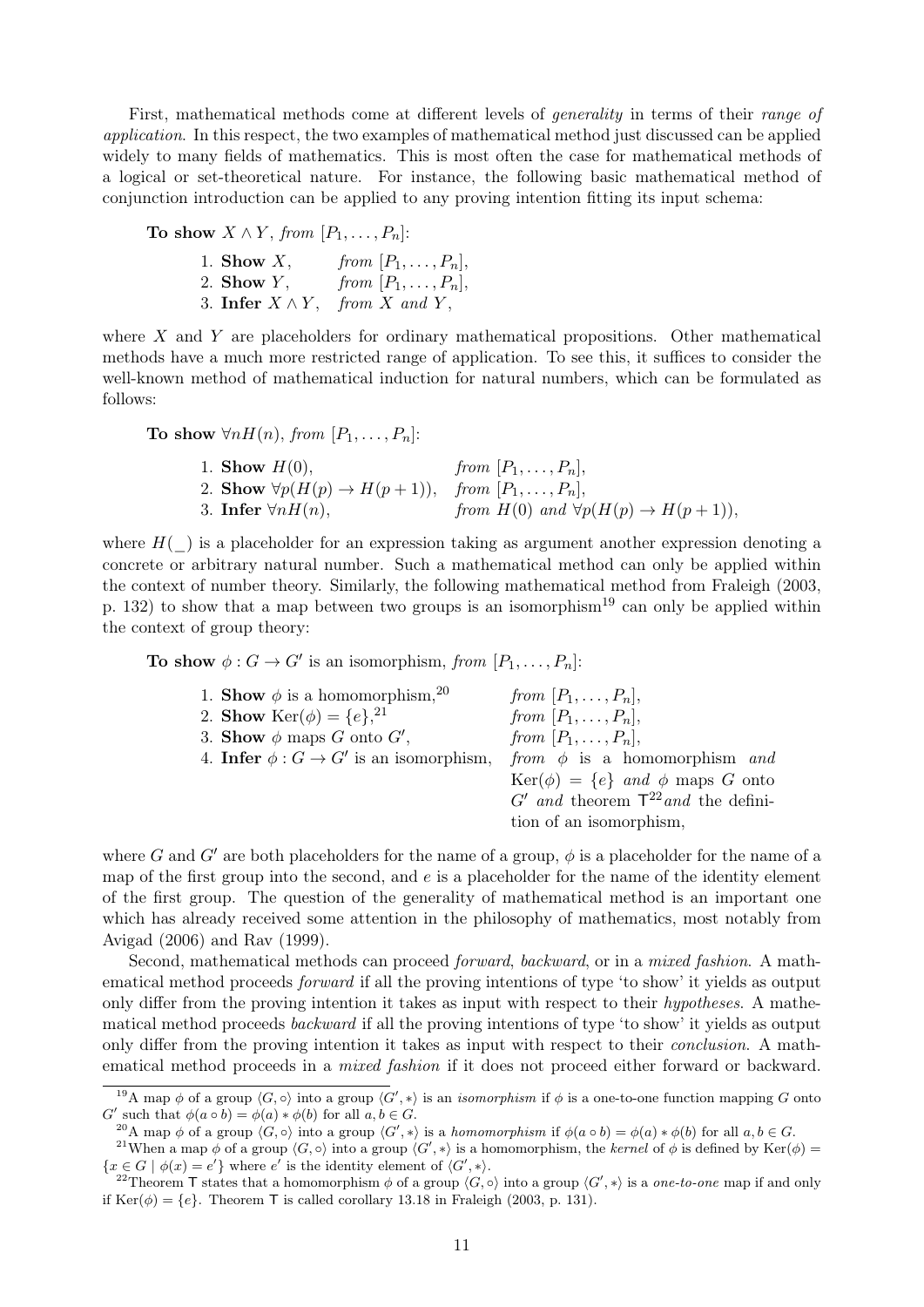First, mathematical methods come at different levels of *generality* in terms of their *range of application*. In this respect, the two examples of mathematical method just discussed can be applied widely to many fields of mathematics. This is most often the case for mathematical methods of a logical or set-theoretical nature. For instance, the following basic mathematical method of conjunction introduction can be applied to any proving intention fitting its input schema:

**To show** $X \wedge Y$, *from* $[P_1, \ldots, P_n]$:

1. **Show** $X$, *from* $[P_1, \ldots, P_n]$,
2. **Show** $Y$, *from* $[P_1, \ldots, P_n]$,
3. **Infer** $X \wedge Y$, *from* $X$ *and* $Y$,

where $X$ and $Y$ are placeholders for ordinary mathematical propositions. Other mathematical methods have a much more restricted range of application. To see this, it suffices to consider the well-known method of mathematical induction for natural numbers, which can be formulated as follows:

**To show** $\forall n H(n)$, *from* $[P_1, \ldots, P_n]$:

1. **Show** $H(0)$, *from* $[P_1, \ldots, P_n]$,
2. **Show** $\forall p(H(p) \rightarrow H(p+1))$, *from* $[P_1, \ldots, P_n]$,
3. **Infer** $\forall n H(n)$, *from* $H(0)$ *and* $\forall p(H(p) \rightarrow H(p+1))$,

where $H(\_)$ is a placeholder for an expression taking as argument another expression denoting a concrete or arbitrary natural number. Such a mathematical method can only be applied within the context of number theory. Similarly, the following mathematical method from Fraleigh (2003, p. 132) to show that a map between two groups is an isomorphism[19] can only be applied within the context of group theory:

**To show** $\phi : G \rightarrow G'$ is an isomorphism, *from* $[P_1, \ldots, P_n]$:

1. **Show** $\phi$ is a homomorphism,[20] *from* $[P_1, \ldots, P_n]$,
2. **Show** $\mathrm{Ker}(\phi) = \{e\}$,[21] *from* $[P_1, \ldots, P_n]$,
3. **Show** $\phi$ maps $G$ onto $G'$, *from* $[P_1, \ldots, P_n]$,
4. **Infer** $\phi : G \rightarrow G'$ is an isomorphism, *from* $\phi$ is a homomorphism *and* $\mathrm{Ker}(\phi) = \{e\}$ *and* $\phi$ maps $G$ onto $G'$ *and* theorem $\mathsf{T}$[22] *and* the definition of an isomorphism,

where $G$ and $G'$ are both placeholders for the name of a group, $\phi$ is a placeholder for the name of a map of the first group into the second, and $e$ is a placeholder for the name of the identity element of the first group. The question of the generality of mathematical method is an important one which has already received some attention in the philosophy of mathematics, most notably from Avigad (2006) and Rav (1999).

Second, mathematical methods can proceed *forward*, *backward*, or in a *mixed fashion*. A mathematical method proceeds *forward* if all the proving intentions of type 'to show' it yields as output only differ from the proving intention it takes as input with respect to their *hypotheses*. A mathematical method proceeds *backward* if all the proving intentions of type 'to show' it yields as output only differ from the proving intention it takes as input with respect to their *conclusion*. A mathematical method proceeds in a *mixed fashion* if it does not proceed either forward or backward.

---

[19] A map $\phi$ of a group $\langle G, \circ \rangle$ into a group $\langle G', * \rangle$ is an *isomorphism* if $\phi$ is a one-to-one function mapping $G$ onto $G'$ such that $\phi(a \circ b) = \phi(a) * \phi(b)$ for all $a, b \in G$.

[20] A map $\phi$ of a group $\langle G, \circ \rangle$ into a group $\langle G', * \rangle$ is a *homomorphism* if $\phi(a \circ b) = \phi(a) * \phi(b)$ for all $a, b \in G$.

[21] When a map $\phi$ of a group $\langle G, \circ \rangle$ into a group $\langle G', * \rangle$ is a homomorphism, the *kernel* of $\phi$ is defined by $\mathrm{Ker}(\phi) = \{x \in G \mid \phi(x) = e'\}$ where $e'$ is the identity element of $\langle G', * \rangle$.

[22] Theorem $\mathsf{T}$ states that a homomorphism $\phi$ of a group $\langle G, \circ \rangle$ into a group $\langle G', * \rangle$ is a *one-to-one* map if and only if $\mathrm{Ker}(\phi) = \{e\}$. Theorem $\mathsf{T}$ is called corollary 13.18 in Fraleigh (2003, p. 131).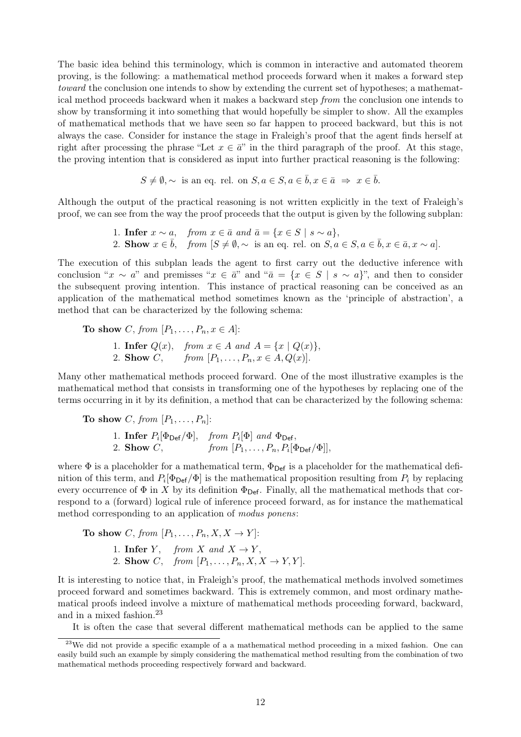The basic idea behind this terminology, which is common in interactive and automated theorem proving, is the following: a mathematical method proceeds forward when it makes a forward step *toward* the conclusion one intends to show by extending the current set of hypotheses; a mathematical method proceeds backward when it makes a backward step *from* the conclusion one intends to show by transforming it into something that would hopefully be simpler to show. All the examples of mathematical methods that we have seen so far happen to proceed backward, but this is not always the case. Consider for instance the stage in Fraleigh's proof that the agent finds herself at right after processing the phrase "Let $x \in \bar{a}$" in the third paragraph of the proof. At this stage, the proving intention that is considered as input into further practical reasoning is the following:

$$S \neq \emptyset, \sim \text{ is an eq. rel. on } S, a \in S, a \in \bar{b}, x \in \bar{a} \;\Rightarrow\; x \in \bar{b}.$$

Although the output of the practical reasoning is not written explicitly in the text of Fraleigh's proof, we can see from the way the proof proceeds that the output is given by the following subplan:

1. **Infer** $x \sim a$, *from* $x \in \bar{a}$ *and* $\bar{a} = \{x \in S \mid s \sim a\}$,
2. **Show** $x \in \bar{b}$, *from* $[S \neq \emptyset, \sim$ is an eq. rel. on $S, a \in S, a \in \bar{b}, x \in \bar{a}, x \sim a]$.

The execution of this subplan leads the agent to first carry out the deductive inference with conclusion "$x \sim a$" and premisses "$x \in \bar{a}$" and "$\bar{a} = \{x \in S \mid s \sim a\}$", and then to consider the subsequent proving intention. This instance of practical reasoning can be conceived as an application of the mathematical method sometimes known as the 'principle of abstraction', a method that can be characterized by the following schema:

**To show** $C$, *from* $[P_1, \ldots, P_n, x \in A]$:

1. **Infer** $Q(x)$, *from* $x \in A$ *and* $A = \{x \mid Q(x)\}$,
2. **Show** $C$, *from* $[P_1, \ldots, P_n, x \in A, Q(x)]$.

Many other mathematical methods proceed forward. One of the most illustrative examples is the mathematical method that consists in transforming one of the hypotheses by replacing one of the terms occurring in it by its definition, a method that can be characterized by the following schema:

**To show** $C$, *from* $[P_1, \ldots, P_n]$:

1. **Infer** $P_i[\Phi_{\mathsf{Def}}/\Phi]$, *from* $P_i[\Phi]$ *and* $\Phi_{\mathsf{Def}}$,
2. **Show** $C$, *from* $[P_1, \ldots, P_n, P_i[\Phi_{\mathsf{Def}}/\Phi]]$,

where $\Phi$ is a placeholder for a mathematical term, $\Phi_{\mathsf{Def}}$ is a placeholder for the mathematical definition of this term, and $P_i[\Phi_{\mathsf{Def}}/\Phi]$ is the mathematical proposition resulting from $P_i$ by replacing every occurrence of $\Phi$ in $X$ by its definition $\Phi_{\mathsf{Def}}$. Finally, all the mathematical methods that correspond to a (forward) logical rule of inference proceed forward, as for instance the mathematical method corresponding to an application of *modus ponens*:

**To show** $C$, *from* $[P_1, \ldots, P_n, X, X \rightarrow Y]$:

1. **Infer** $Y$, *from* $X$ *and* $X \rightarrow Y$,
2. **Show** $C$, *from* $[P_1, \ldots, P_n, X, X \rightarrow Y, Y]$.

It is interesting to notice that, in Fraleigh's proof, the mathematical methods involved sometimes proceed forward and sometimes backward. This is extremely common, and most ordinary mathematical proofs indeed involve a mixture of mathematical methods proceeding forward, backward, and in a mixed fashion.[23]

It is often the case that several different mathematical methods can be applied to the same

[23] We did not provide a specific example of a a mathematical method proceeding in a mixed fashion. One can easily build such an example by simply considering the mathematical method resulting from the combination of two mathematical methods proceeding respectively forward and backward.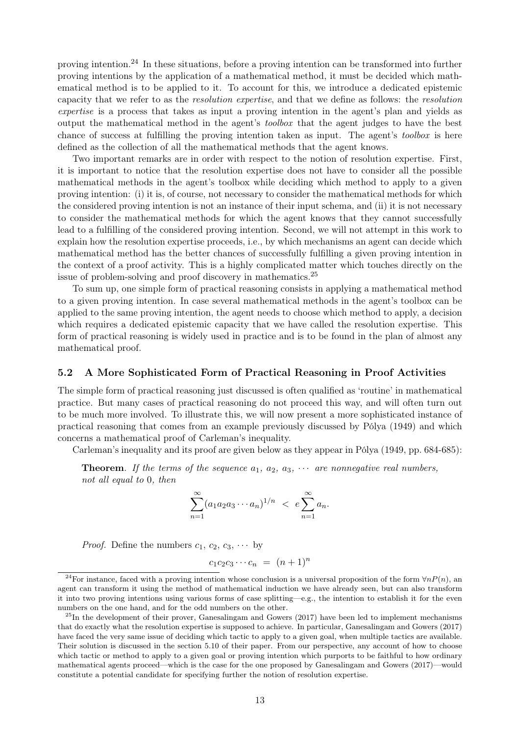proving intention.[24] In these situations, before a proving intention can be transformed into further proving intentions by the application of a mathematical method, it must be decided which mathematical method is to be applied to it. To account for this, we introduce a dedicated epistemic capacity that we refer to as the *resolution expertise*, and that we define as follows: the *resolution expertise* is a process that takes as input a proving intention in the agent's plan and yields as output the mathematical method in the agent's *toolbox* that the agent judges to have the best chance of success at fulfilling the proving intention taken as input. The agent's *toolbox* is here defined as the collection of all the mathematical methods that the agent knows.

Two important remarks are in order with respect to the notion of resolution expertise. First, it is important to notice that the resolution expertise does not have to consider all the possible mathematical methods in the agent's toolbox while deciding which method to apply to a given proving intention: (i) it is, of course, not necessary to consider the mathematical methods for which the considered proving intention is not an instance of their input schema, and (ii) it is not necessary to consider the mathematical methods for which the agent knows that they cannot successfully lead to a fulfilling of the considered proving intention. Second, we will not attempt in this work to explain how the resolution expertise proceeds, i.e., by which mechanisms an agent can decide which mathematical method has the better chances of successfully fulfilling a given proving intention in the context of a proof activity. This is a highly complicated matter which touches directly on the issue of problem-solving and proof discovery in mathematics.[25]

To sum up, one simple form of practical reasoning consists in applying a mathematical method to a given proving intention. In case several mathematical methods in the agent's toolbox can be applied to the same proving intention, the agent needs to choose which method to apply, a decision which requires a dedicated epistemic capacity that we have called the resolution expertise. This form of practical reasoning is widely used in practice and is to be found in the plan of almost any mathematical proof.

### 5.2 A More Sophisticated Form of Practical Reasoning in Proof Activities

The simple form of practical reasoning just discussed is often qualified as 'routine' in mathematical practice. But many cases of practical reasoning do not proceed this way, and will often turn out to be much more involved. To illustrate this, we will now present a more sophisticated instance of practical reasoning that comes from an example previously discussed by Pólya (1949) and which concerns a mathematical proof of Carleman's inequality.

Carleman's inequality and its proof are given below as they appear in Pólya (1949, pp. 684-685):

> **Theorem**. *If the terms of the sequence $a_1$, $a_2$, $a_3$, $\cdots$ are nonnegative real numbers, not all equal to* 0*, then*
>
> $$\sum_{n=1}^{\infty}(a_1a_2a_3\cdots a_n)^{1/n} \;<\; e\sum_{n=1}^{\infty}a_n.$$
>
> *Proof.* Define the numbers $c_1$, $c_2$, $c_3$, $\cdots$ by
>
> $$c_1c_2c_3\cdots c_n \;=\; (n+1)^n$$

[24] For instance, faced with a proving intention whose conclusion is a universal proposition of the form $\forall nP(n)$, an agent can transform it using the method of mathematical induction we have already seen, but can also transform it into two proving intentions using various forms of case splitting—e.g., the intention to establish it for the even numbers on the one hand, and for the odd numbers on the other.

[25] In the development of their prover, Ganesalingam and Gowers (2017) have been led to implement mechanisms that do exactly what the resolution expertise is supposed to achieve. In particular, Ganesalingam and Gowers (2017) have faced the very same issue of deciding which tactic to apply to a given goal, when multiple tactics are available. Their solution is discussed in the section 5.10 of their paper. From our perspective, any account of how to choose which tactic or method to apply to a given goal or proving intention which purports to be faithful to how ordinary mathematical agents proceed—which is the case for the one proposed by Ganesalingam and Gowers (2017)—would constitute a potential candidate for specifying further the notion of resolution expertise.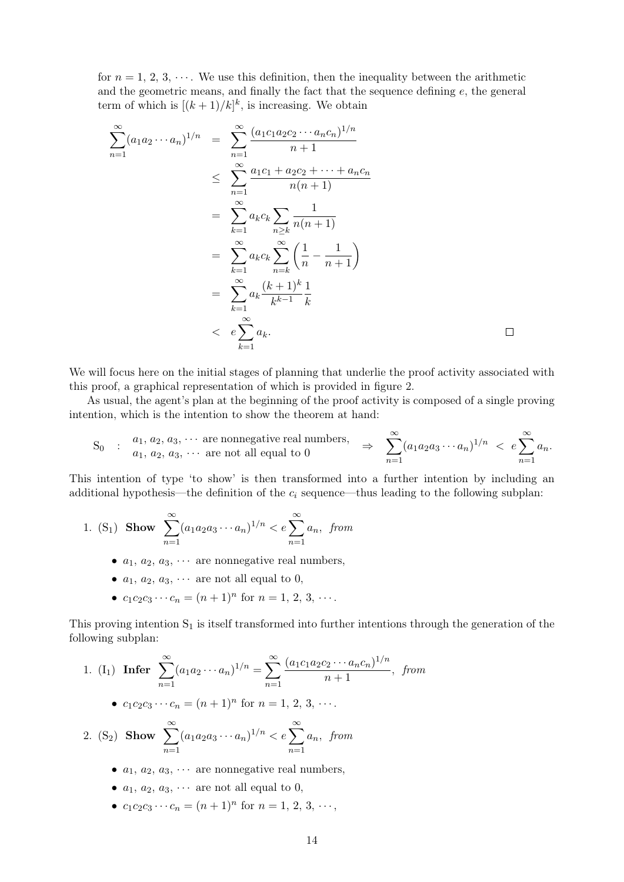for $n = 1, 2, 3, \cdots$. We use this definition, then the inequality between the arithmetic and the geometric means, and finally the fact that the sequence defining $e$, the general term of which is $[(k+1)/k]^k$, is increasing. We obtain

$$
\begin{aligned}
\sum_{n=1}^{\infty}(a_1 a_2 \cdots a_n)^{1/n} &= \sum_{n=1}^{\infty} \frac{(a_1 c_1 a_2 c_2 \cdots a_n c_n)^{1/n}}{n+1} \\
&\leq \sum_{n=1}^{\infty} \frac{a_1 c_1 + a_2 c_2 + \cdots + a_n c_n}{n(n+1)} \\
&= \sum_{k=1}^{\infty} a_k c_k \sum_{n \geq k} \frac{1}{n(n+1)} \\
&= \sum_{k=1}^{\infty} a_k c_k \sum_{n=k}^{\infty} \left( \frac{1}{n} - \frac{1}{n+1} \right) \\
&= \sum_{k=1}^{\infty} a_k \frac{(k+1)^k}{k^{k-1}} \frac{1}{k} \\
&< e \sum_{k=1}^{\infty} a_k. \qquad \square
\end{aligned}
$$

We will focus here on the initial stages of planning that underlie the proof activity associated with this proof, a graphical representation of which is provided in figure 2.

As usual, the agent's plan at the beginning of the proof activity is composed of a single proving intention, which is the intention to show the theorem at hand:

$$
\text{S}_0 \;:\; \begin{array}{l} a_1, a_2, a_3, \cdots \text{ are nonnegative real numbers,} \\ a_1, a_2, a_3, \cdots \text{ are not all equal to } 0 \end{array} \;\Rightarrow\; \sum_{n=1}^{\infty}(a_1 a_2 a_3 \cdots a_n)^{1/n} \;<\; e \sum_{n=1}^{\infty} a_n.
$$

This intention of type 'to show' is then transformed into a further intention by including an additional hypothesis—the definition of the $c_i$ sequence—thus leading to the following subplan:

1. ($\text{S}_1$) **Show** $\sum_{n=1}^{\infty}(a_1 a_2 a_3 \cdots a_n)^{1/n} < e \sum_{n=1}^{\infty} a_n$, *from*
   - $a_1, a_2, a_3, \cdots$ are nonnegative real numbers,
   - $a_1, a_2, a_3, \cdots$ are not all equal to 0,
   - $c_1 c_2 c_3 \cdots c_n = (n+1)^n$ for $n = 1, 2, 3, \cdots$.

This proving intention $\text{S}_1$ is itself transformed into further intentions through the generation of the following subplan:

1. ($\text{I}_1$) **Infer** $\sum_{n=1}^{\infty}(a_1 a_2 \cdots a_n)^{1/n} = \sum_{n=1}^{\infty} \frac{(a_1 c_1 a_2 c_2 \cdots a_n c_n)^{1/n}}{n+1}$, *from*
   - $c_1 c_2 c_3 \cdots c_n = (n+1)^n$ for $n = 1, 2, 3, \cdots$.
2. ($\text{S}_2$) **Show** $\sum_{n=1}^{\infty}(a_1 a_2 a_3 \cdots a_n)^{1/n} < e \sum_{n=1}^{\infty} a_n$, *from*
   - $a_1, a_2, a_3, \cdots$ are nonnegative real numbers,
   - $a_1, a_2, a_3, \cdots$ are not all equal to 0,
   - $c_1 c_2 c_3 \cdots c_n = (n+1)^n$ for $n = 1, 2, 3, \cdots$,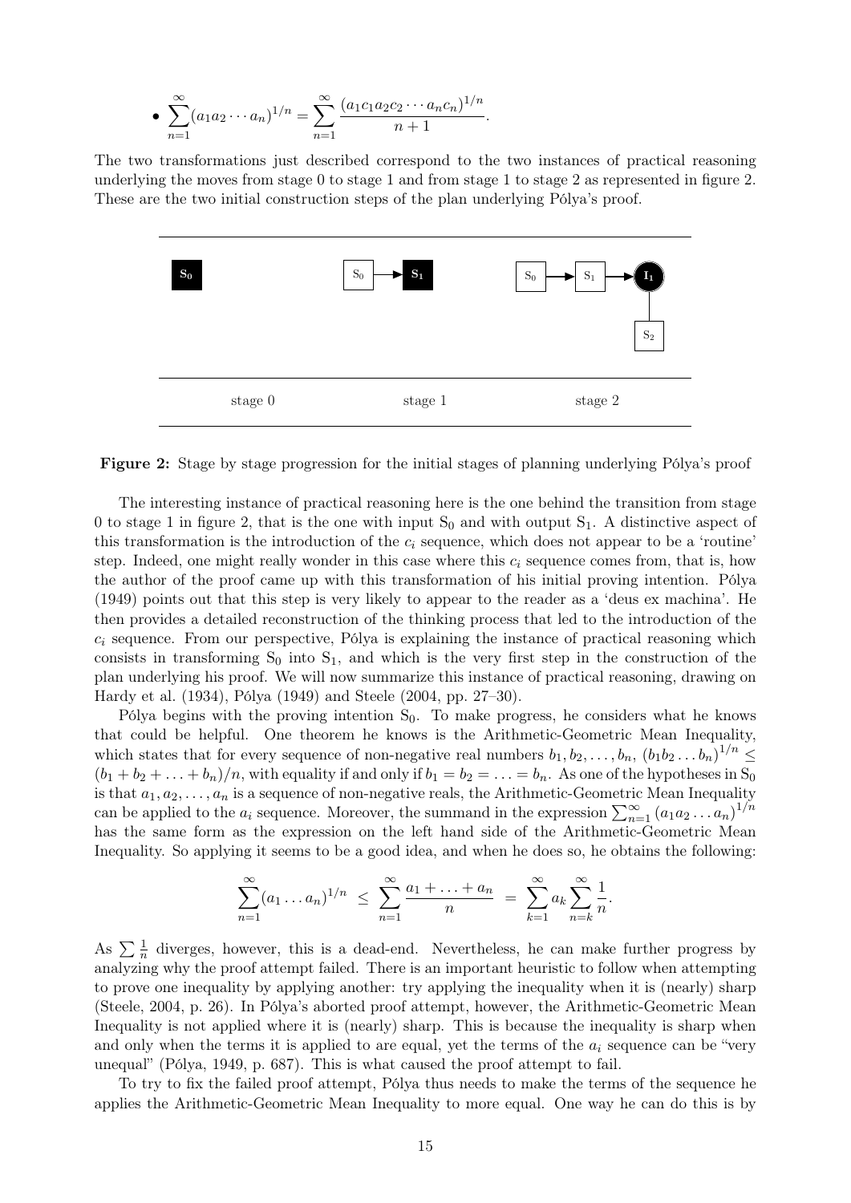- $\displaystyle\sum_{n=1}^{\infty}(a_1a_2\cdots a_n)^{1/n} = \sum_{n=1}^{\infty}\frac{(a_1c_1a_2c_2\cdots a_nc_n)^{1/n}}{n+1}$.

The two transformations just described correspond to the two instances of practical reasoning underlying the moves from stage 0 to stage 1 and from stage 1 to stage 2 as represented in figure 2. These are the two initial construction steps of the plan underlying Pólya's proof.

**Figure 2:** Stage by stage progression for the initial stages of planning underlying Pólya's proof

The interesting instance of practical reasoning here is the one behind the transition from stage 0 to stage 1 in figure 2, that is the one with input $S_0$ and with output $S_1$. A distinctive aspect of this transformation is the introduction of the $c_i$ sequence, which does not appear to be a 'routine' step. Indeed, one might really wonder in this case where this $c_i$ sequence comes from, that is, how the author of the proof came up with this transformation of his initial proving intention. Pólya (1949) points out that this step is very likely to appear to the reader as a 'deus ex machina'. He then provides a detailed reconstruction of the thinking process that led to the introduction of the $c_i$ sequence. From our perspective, Pólya is explaining the instance of practical reasoning which consists in transforming $S_0$ into $S_1$, and which is the very first step in the construction of the plan underlying his proof. We will now summarize this instance of practical reasoning, drawing on Hardy et al. (1934), Pólya (1949) and Steele (2004, pp. 27–30).

Pólya begins with the proving intention $S_0$. To make progress, he considers what he knows that could be helpful. One theorem he knows is the Arithmetic-Geometric Mean Inequality, which states that for every sequence of non-negative real numbers $b_1, b_2, \ldots, b_n$, $(b_1b_2\ldots b_n)^{1/n} \leq (b_1 + b_2 + \ldots + b_n)/n$, with equality if and only if $b_1 = b_2 = \ldots = b_n$. As one of the hypotheses in $S_0$ is that $a_1, a_2, \ldots, a_n$ is a sequence of non-negative reals, the Arithmetic-Geometric Mean Inequality can be applied to the $a_i$ sequence. Moreover, the summand in the expression $\sum_{n=1}^{\infty}(a_1a_2\ldots a_n)^{1/n}$ has the same form as the expression on the left hand side of the Arithmetic-Geometric Mean Inequality. So applying it seems to be a good idea, and when he does so, he obtains the following:

$$\sum_{n=1}^{\infty}(a_1\ldots a_n)^{1/n} \;\leq\; \sum_{n=1}^{\infty}\frac{a_1+\ldots+a_n}{n} \;=\; \sum_{k=1}^{\infty}a_k\sum_{n=k}^{\infty}\frac{1}{n}.$$

As $\sum\frac{1}{n}$ diverges, however, this is a dead-end. Nevertheless, he can make further progress by analyzing why the proof attempt failed. There is an important heuristic to follow when attempting to prove one inequality by applying another: try applying the inequality when it is (nearly) sharp (Steele, 2004, p. 26). In Pólya's aborted proof attempt, however, the Arithmetic-Geometric Mean Inequality is not applied where it is (nearly) sharp. This is because the inequality is sharp when and only when the terms it is applied to are equal, yet the terms of the $a_i$ sequence can be "very unequal" (Pólya, 1949, p. 687). This is what caused the proof attempt to fail.

To try to fix the failed proof attempt, Pólya thus needs to make the terms of the sequence he applies the Arithmetic-Geometric Mean Inequality to more equal. One way he can do this is by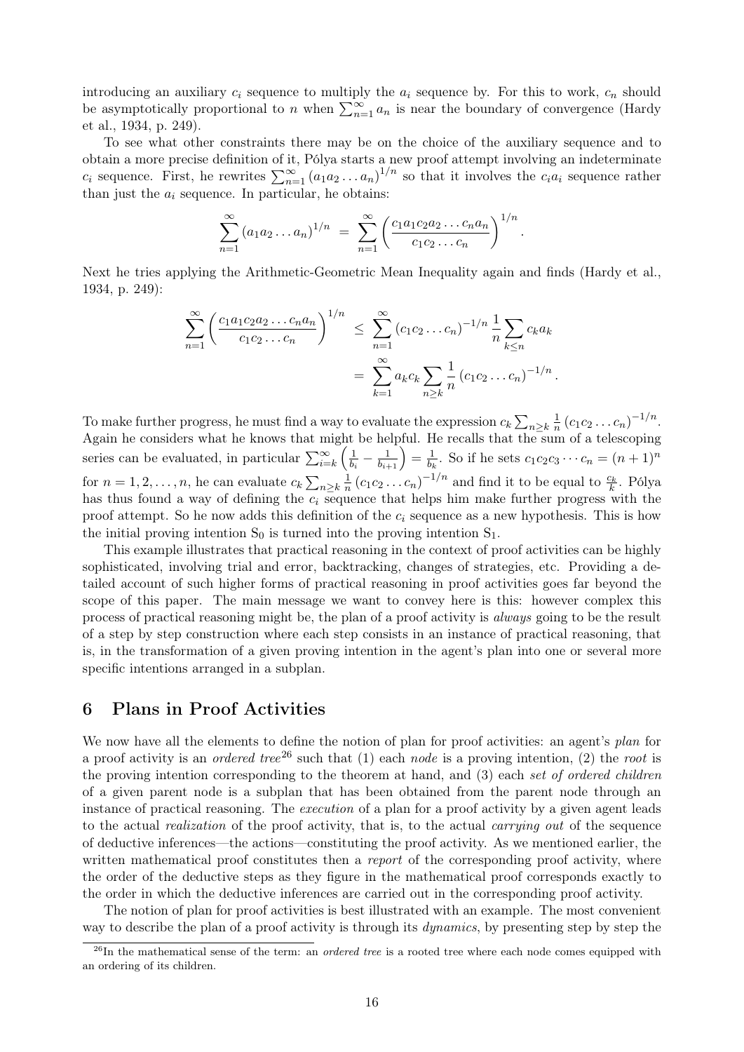introducing an auxiliary $c_i$ sequence to multiply the $a_i$ sequence by. For this to work, $c_n$ should be asymptotically proportional to $n$ when $\sum_{n=1}^{\infty} a_n$ is near the boundary of convergence (Hardy et al., 1934, p. 249).

To see what other constraints there may be on the choice of the auxiliary sequence and to obtain a more precise definition of it, Pólya starts a new proof attempt involving an indeterminate $c_i$ sequence. First, he rewrites $\sum_{n=1}^{\infty} (a_1 a_2 \dots a_n)^{1/n}$ so that it involves the $c_i a_i$ sequence rather than just the $a_i$ sequence. In particular, he obtains:

$$\sum_{n=1}^{\infty} (a_1 a_2 \dots a_n)^{1/n} \;=\; \sum_{n=1}^{\infty} \left( \frac{c_1 a_1 c_2 a_2 \dots c_n a_n}{c_1 c_2 \dots c_n} \right)^{1/n}.$$

Next he tries applying the Arithmetic-Geometric Mean Inequality again and finds (Hardy et al., 1934, p. 249):

$$\begin{aligned}\sum_{n=1}^{\infty} \left( \frac{c_1 a_1 c_2 a_2 \dots c_n a_n}{c_1 c_2 \dots c_n} \right)^{1/n} \;&\leq\; \sum_{n=1}^{\infty} (c_1 c_2 \dots c_n)^{-1/n} \frac{1}{n} \sum_{k \leq n} c_k a_k \\ &=\; \sum_{k=1}^{\infty} a_k c_k \sum_{n \geq k} \frac{1}{n} (c_1 c_2 \dots c_n)^{-1/n}.\end{aligned}$$

To make further progress, he must find a way to evaluate the expression $c_k \sum_{n \geq k} \frac{1}{n} (c_1 c_2 \dots c_n)^{-1/n}$. Again he considers what he knows that might be helpful. He recalls that the sum of a telescoping series can be evaluated, in particular $\sum_{i=k}^{\infty} \left( \frac{1}{b_i} - \frac{1}{b_{i+1}} \right) = \frac{1}{b_k}$. So if he sets $c_1 c_2 c_3 \cdots c_n = (n+1)^n$ for $n = 1, 2, \dots, n$, he can evaluate $c_k \sum_{n \geq k} \frac{1}{n} (c_1 c_2 \dots c_n)^{-1/n}$ and find it to be equal to $\frac{c_k}{k}$. Pólya has thus found a way of defining the $c_i$ sequence that helps him make further progress with the proof attempt. So he now adds this definition of the $c_i$ sequence as a new hypothesis. This is how the initial proving intention $S_0$ is turned into the proving intention $S_1$.

This example illustrates that practical reasoning in the context of proof activities can be highly sophisticated, involving trial and error, backtracking, changes of strategies, etc. Providing a detailed account of such higher forms of practical reasoning in proof activities goes far beyond the scope of this paper. The main message we want to convey here is this: however complex this process of practical reasoning might be, the plan of a proof activity is *always* going to be the result of a step by step construction where each step consists in an instance of practical reasoning, that is, in the transformation of a given proving intention in the agent's plan into one or several more specific intentions arranged in a subplan.

## 6 Plans in Proof Activities

We now have all the elements to define the notion of plan for proof activities: an agent's *plan* for a proof activity is an *ordered tree*[26] such that (1) each *node* is a proving intention, (2) the *root* is the proving intention corresponding to the theorem at hand, and (3) each *set of ordered children* of a given parent node is a subplan that has been obtained from the parent node through an instance of practical reasoning. The *execution* of a plan for a proof activity by a given agent leads to the actual *realization* of the proof activity, that is, to the actual *carrying out* of the sequence of deductive inferences—the actions—constituting the proof activity. As we mentioned earlier, the written mathematical proof constitutes then a *report* of the corresponding proof activity, where the order of the deductive steps as they figure in the mathematical proof corresponds exactly to the order in which the deductive inferences are carried out in the corresponding proof activity.

The notion of plan for proof activities is best illustrated with an example. The most convenient way to describe the plan of a proof activity is through its *dynamics*, by presenting step by step the

[26] In the mathematical sense of the term: an *ordered tree* is a rooted tree where each node comes equipped with an ordering of its children.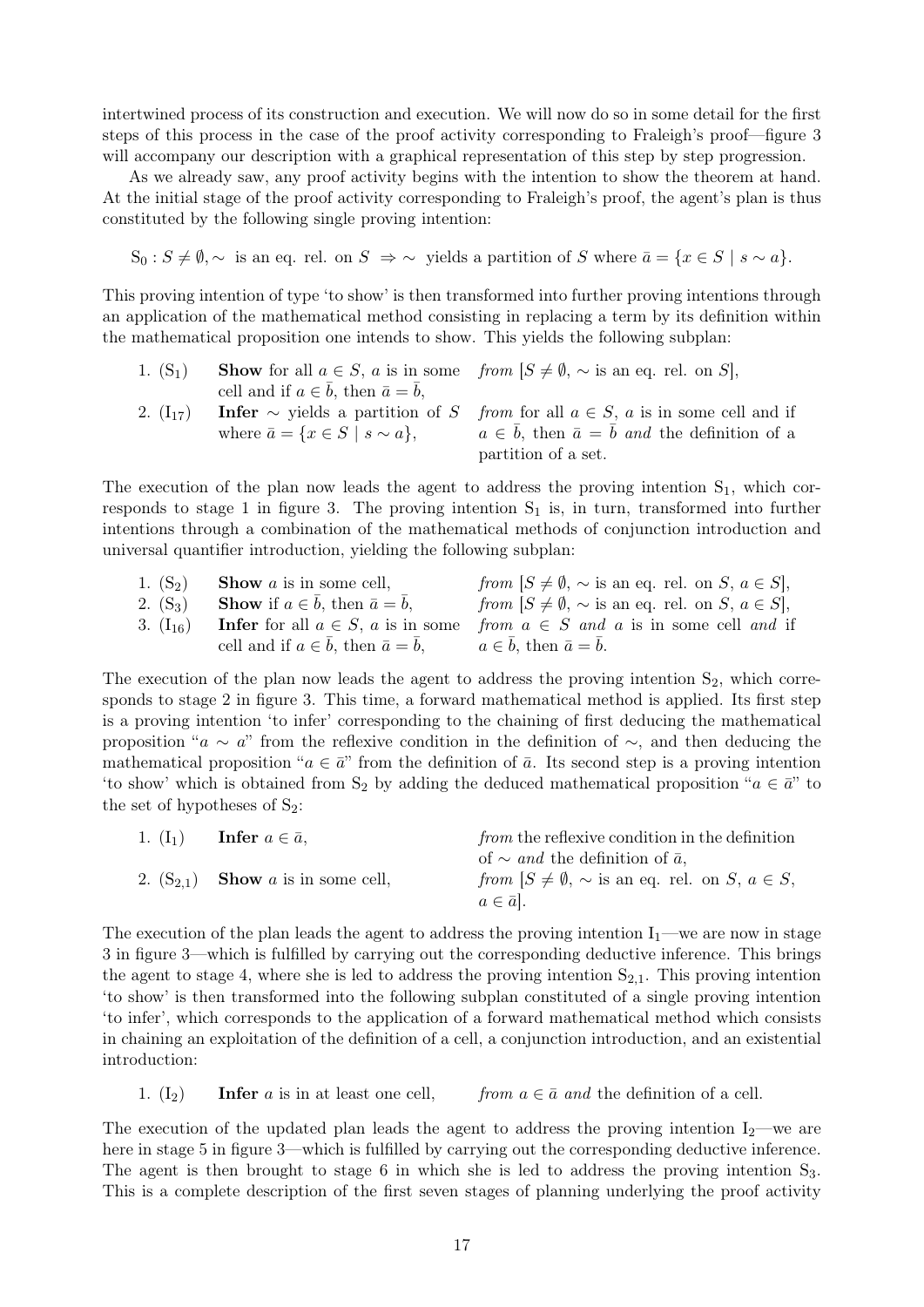intertwined process of its construction and execution. We will now do so in some detail for the first steps of this process in the case of the proof activity corresponding to Fraleigh's proof—figure 3 will accompany our description with a graphical representation of this step by step progression.

As we already saw, any proof activity begins with the intention to show the theorem at hand. At the initial stage of the proof activity corresponding to Fraleigh's proof, the agent's plan is thus constituted by the following single proving intention:

$$\mathrm{S}_0 : S \neq \emptyset, \sim \text{ is an eq. rel. on } S \;\Rightarrow \sim \text{ yields a partition of } S \text{ where } \bar{a} = \{x \in S \mid s \sim a\}.$$

This proving intention of type 'to show' is then transformed into further proving intentions through an application of the mathematical method consisting in replacing a term by its definition within the mathematical proposition one intends to show. This yields the following subplan:

| | | |
|---|---|---|
| 1. ($\mathrm{S}_1$) | **Show** for all $a \in S$, $a$ is in some cell and if $a \in \bar{b}$, then $\bar{a} = \bar{b}$, | *from* [$S \neq \emptyset$, $\sim$ is an eq. rel. on $S$], |
| 2. ($\mathrm{I}_{17}$) | **Infer** $\sim$ yields a partition of $S$ where $\bar{a} = \{x \in S \mid s \sim a\}$, | *from* for all $a \in S$, $a$ is in some cell and if $a \in \bar{b}$, then $\bar{a} = \bar{b}$ *and* the definition of a partition of a set. |

The execution of the plan now leads the agent to address the proving intention $\mathrm{S}_1$, which corresponds to stage 1 in figure 3. The proving intention $\mathrm{S}_1$ is, in turn, transformed into further intentions through a combination of the mathematical methods of conjunction introduction and universal quantifier introduction, yielding the following subplan:

| | | |
|---|---|---|
| 1. ($\mathrm{S}_2$) | **Show** $a$ is in some cell, | *from* [$S \neq \emptyset$, $\sim$ is an eq. rel. on $S$, $a \in S$], |
| 2. ($\mathrm{S}_3$) | **Show** if $a \in \bar{b}$, then $\bar{a} = \bar{b}$, | *from* [$S \neq \emptyset$, $\sim$ is an eq. rel. on $S$, $a \in S$], |
| 3. ($\mathrm{I}_{16}$) | **Infer** for all $a \in S$, $a$ is in some cell and if $a \in \bar{b}$, then $\bar{a} = \bar{b}$, | *from* $a \in S$ *and* $a$ is in some cell *and* if $a \in \bar{b}$, then $\bar{a} = \bar{b}$. |

The execution of the plan now leads the agent to address the proving intention $\mathrm{S}_2$, which corresponds to stage 2 in figure 3. This time, a forward mathematical method is applied. Its first step is a proving intention 'to infer' corresponding to the chaining of first deducing the mathematical proposition "$a \sim a$" from the reflexive condition in the definition of $\sim$, and then deducing the mathematical proposition "$a \in \bar{a}$" from the definition of $\bar{a}$. Its second step is a proving intention 'to show' which is obtained from $\mathrm{S}_2$ by adding the deduced mathematical proposition "$a \in \bar{a}$" to the set of hypotheses of $\mathrm{S}_2$:

| | | |
|---|---|---|
| 1. ($\mathrm{I}_1$) | **Infer** $a \in \bar{a}$, | *from* the reflexive condition in the definition of $\sim$ *and* the definition of $\bar{a}$, |
| 2. ($\mathrm{S}_{2,1}$) | **Show** $a$ is in some cell, | *from* [$S \neq \emptyset$, $\sim$ is an eq. rel. on $S$, $a \in S$, $a \in \bar{a}$]. |

The execution of the plan leads the agent to address the proving intention $\mathrm{I}_1$—we are now in stage 3 in figure 3—which is fulfilled by carrying out the corresponding deductive inference. This brings the agent to stage 4, where she is led to address the proving intention $\mathrm{S}_{2,1}$. This proving intention 'to show' is then transformed into the following subplan constituted of a single proving intention 'to infer', which corresponds to the application of a forward mathematical method which consists in chaining an exploitation of the definition of a cell, a conjunction introduction, and an existential introduction:

1. ($\mathrm{I}_2$) **Infer** $a$ is in at least one cell, *from* $a \in \bar{a}$ *and* the definition of a cell.

The execution of the updated plan leads the agent to address the proving intention $\mathrm{I}_2$—we are here in stage 5 in figure 3—which is fulfilled by carrying out the corresponding deductive inference. The agent is then brought to stage 6 in which she is led to address the proving intention $\mathrm{S}_3$. This is a complete description of the first seven stages of planning underlying the proof activity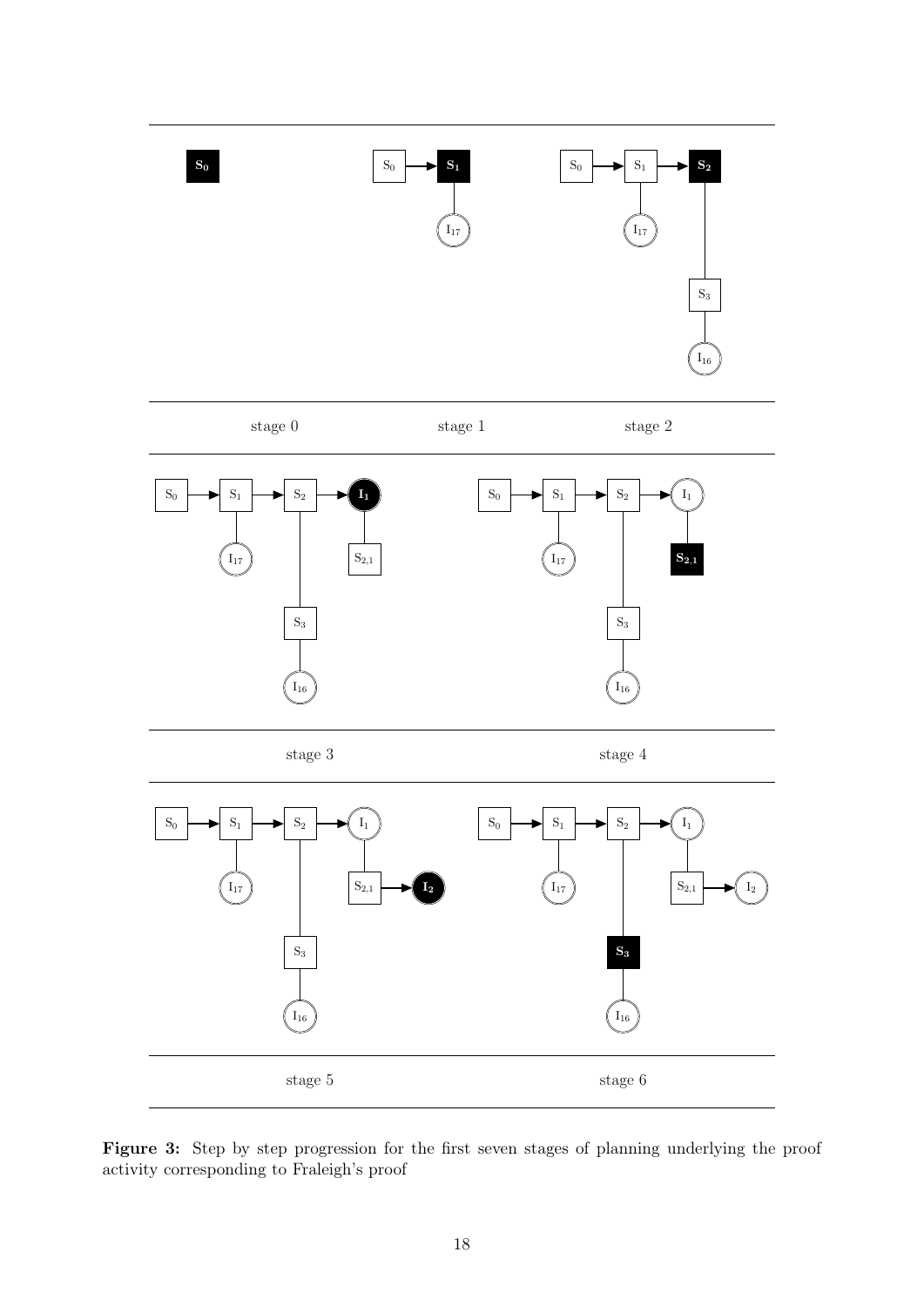stage 0

stage 1

stage 2

stage 3

stage 4

stage 5

stage 6

**Figure 3:** Step by step progression for the first seven stages of planning underlying the proof activity corresponding to Fraleigh's proof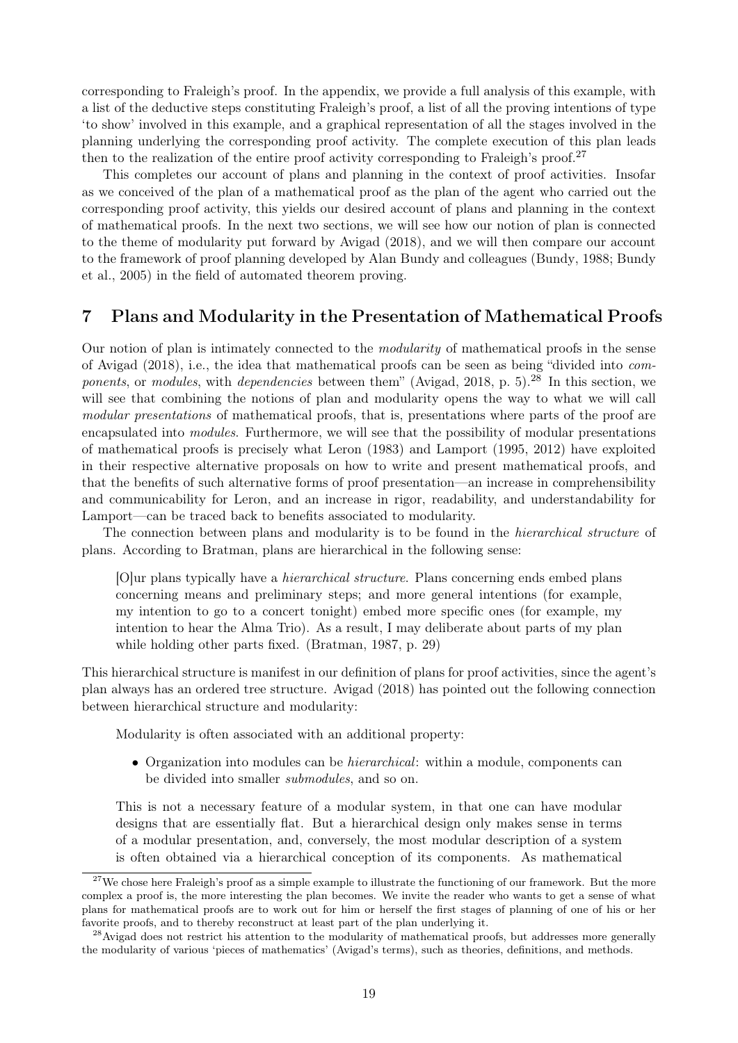corresponding to Fraleigh's proof. In the appendix, we provide a full analysis of this example, with a list of the deductive steps constituting Fraleigh's proof, a list of all the proving intentions of type 'to show' involved in this example, and a graphical representation of all the stages involved in the planning underlying the corresponding proof activity. The complete execution of this plan leads then to the realization of the entire proof activity corresponding to Fraleigh's proof.[27]

This completes our account of plans and planning in the context of proof activities. Insofar as we conceived of the plan of a mathematical proof as the plan of the agent who carried out the corresponding proof activity, this yields our desired account of plans and planning in the context of mathematical proofs. In the next two sections, we will see how our notion of plan is connected to the theme of modularity put forward by Avigad (2018), and we will then compare our account to the framework of proof planning developed by Alan Bundy and colleagues (Bundy, 1988; Bundy et al., 2005) in the field of automated theorem proving.

## 7 Plans and Modularity in the Presentation of Mathematical Proofs

Our notion of plan is intimately connected to the *modularity* of mathematical proofs in the sense of Avigad (2018), i.e., the idea that mathematical proofs can be seen as being "divided into *components*, or *modules*, with *dependencies* between them" (Avigad, 2018, p. 5).[28] In this section, we will see that combining the notions of plan and modularity opens the way to what we will call *modular presentations* of mathematical proofs, that is, presentations where parts of the proof are encapsulated into *modules*. Furthermore, we will see that the possibility of modular presentations of mathematical proofs is precisely what Leron (1983) and Lamport (1995, 2012) have exploited in their respective alternative proposals on how to write and present mathematical proofs, and that the benefits of such alternative forms of proof presentation—an increase in comprehensibility and communicability for Leron, and an increase in rigor, readability, and understandability for Lamport—can be traced back to benefits associated to modularity.

The connection between plans and modularity is to be found in the *hierarchical structure* of plans. According to Bratman, plans are hierarchical in the following sense:

> [O]ur plans typically have a *hierarchical structure*. Plans concerning ends embed plans concerning means and preliminary steps; and more general intentions (for example, my intention to go to a concert tonight) embed more specific ones (for example, my intention to hear the Alma Trio). As a result, I may deliberate about parts of my plan while holding other parts fixed. (Bratman, 1987, p. 29)

This hierarchical structure is manifest in our definition of plans for proof activities, since the agent's plan always has an ordered tree structure. Avigad (2018) has pointed out the following connection between hierarchical structure and modularity:

> Modularity is often associated with an additional property:
>
> - Organization into modules can be *hierarchical*: within a module, components can be divided into smaller *submodules*, and so on.
>
> This is not a necessary feature of a modular system, in that one can have modular designs that are essentially flat. But a hierarchical design only makes sense in terms of a modular presentation, and, conversely, the most modular description of a system is often obtained via a hierarchical conception of its components. As mathematical

[27] We chose here Fraleigh's proof as a simple example to illustrate the functioning of our framework. But the more complex a proof is, the more interesting the plan becomes. We invite the reader who wants to get a sense of what plans for mathematical proofs are to work out for him or herself the first stages of planning of one of his or her favorite proofs, and to thereby reconstruct at least part of the plan underlying it.

[28] Avigad does not restrict his attention to the modularity of mathematical proofs, but addresses more generally the modularity of various 'pieces of mathematics' (Avigad's terms), such as theories, definitions, and methods.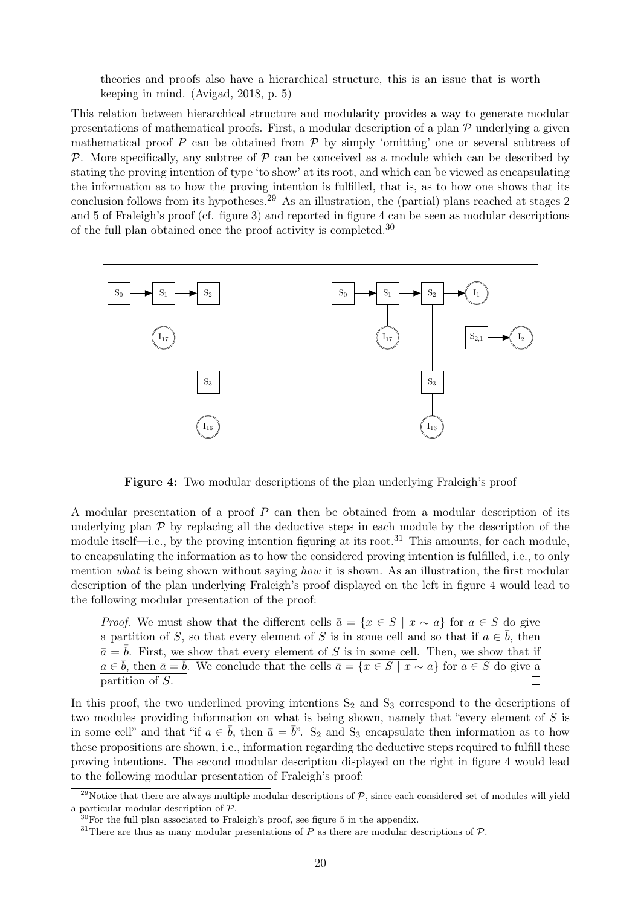theories and proofs also have a hierarchical structure, this is an issue that is worth keeping in mind. (Avigad, 2018, p. 5)

This relation between hierarchical structure and modularity provides a way to generate modular presentations of mathematical proofs. First, a modular description of a plan $\mathcal{P}$ underlying a given mathematical proof $P$ can be obtained from $\mathcal{P}$ by simply 'omitting' one or several subtrees of $\mathcal{P}$. More specifically, any subtree of $\mathcal{P}$ can be conceived as a module which can be described by stating the proving intention of type 'to show' at its root, and which can be viewed as encapsulating the information as to how the proving intention is fulfilled, that is, as to how one shows that its conclusion follows from its hypotheses.[29] As an illustration, the (partial) plans reached at stages 2 and 5 of Fraleigh's proof (cf. figure 3) and reported in figure 4 can be seen as modular descriptions of the full plan obtained once the proof activity is completed.[30]

**Figure 4:** Two modular descriptions of the plan underlying Fraleigh's proof

A modular presentation of a proof $P$ can then be obtained from a modular description of its underlying plan $\mathcal{P}$ by replacing all the deductive steps in each module by the description of the module itself—i.e., by the proving intention figuring at its root.[31] This amounts, for each module, to encapsulating the information as to how the considered proving intention is fulfilled, i.e., to only mention *what* is being shown without saying *how* it is shown. As an illustration, the first modular description of the plan underlying Fraleigh's proof displayed on the left in figure 4 would lead to the following modular presentation of the proof:

> *Proof.* We must show that the different cells $\bar{a} = \{x \in S \mid x \sim a\}$ for $a \in S$ do give a partition of $S$, so that every element of $S$ is in some cell and so that if $a \in \bar{b}$, then $\bar{a} = \bar{b}$. First, we show that every element of $S$ is in some cell. Then, we show that if $a \in \bar{b}$, then $\bar{a} = \bar{b}$. We conclude that the cells $\bar{a} = \{x \in S \mid x \sim a\}$ for $a \in S$ do give a partition of $S$. □

In this proof, the two underlined proving intentions $S_2$ and $S_3$ correspond to the descriptions of two modules providing information on what is being shown, namely that "every element of $S$ is in some cell" and that "if $a \in \bar{b}$, then $\bar{a} = \bar{b}$". $S_2$ and $S_3$ encapsulate then information as to how these propositions are shown, i.e., information regarding the deductive steps required to fulfill these proving intentions. The second modular description displayed on the right in figure 4 would lead to the following modular presentation of Fraleigh's proof:

[29] Notice that there are always multiple modular descriptions of $\mathcal{P}$, since each considered set of modules will yield a particular modular description of $\mathcal{P}$.

[30] For the full plan associated to Fraleigh's proof, see figure 5 in the appendix.

[31] There are thus as many modular presentations of $P$ as there are modular descriptions of $\mathcal{P}$.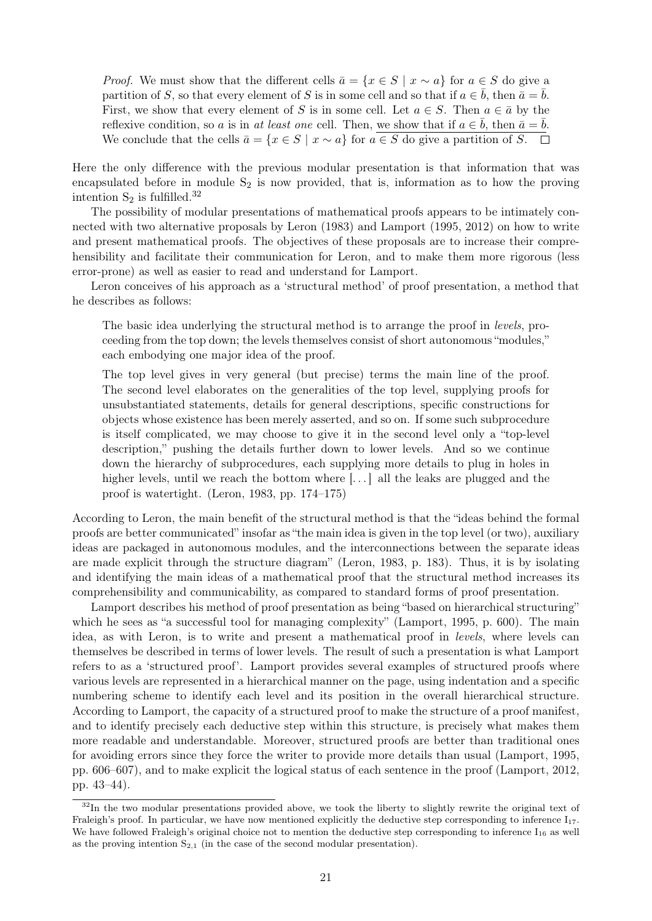*Proof.* We must show that the different cells $\bar{a} = \{x \in S \mid x \sim a\}$ for $a \in S$ do give a partition of $S$, so that every element of $S$ is in some cell and so that if $a \in \bar{b}$, then $\bar{a} = \bar{b}$. First, we show that every element of $S$ is in some cell. Let $a \in S$. Then $a \in \bar{a}$ by the reflexive condition, so $a$ is in *at least one* cell. Then, we show that if $a \in \bar{b}$, then $\bar{a} = \bar{b}$. We conclude that the cells $\bar{a} = \{x \in S \mid x \sim a\}$ for $a \in S$ do give a partition of $S$. □

Here the only difference with the previous modular presentation is that information that was encapsulated before in module $S_2$ is now provided, that is, information as to how the proving intention $S_2$ is fulfilled.[32]

The possibility of modular presentations of mathematical proofs appears to be intimately connected with two alternative proposals by Leron (1983) and Lamport (1995, 2012) on how to write and present mathematical proofs. The objectives of these proposals are to increase their comprehensibility and facilitate their communication for Leron, and to make them more rigorous (less error-prone) as well as easier to read and understand for Lamport.

Leron conceives of his approach as a 'structural method' of proof presentation, a method that he describes as follows:

> The basic idea underlying the structural method is to arrange the proof in *levels*, proceeding from the top down; the levels themselves consist of short autonomous "modules," each embodying one major idea of the proof.
>
> The top level gives in very general (but precise) terms the main line of the proof. The second level elaborates on the generalities of the top level, supplying proofs for unsubstantiated statements, details for general descriptions, specific constructions for objects whose existence has been merely asserted, and so on. If some such subprocedure is itself complicated, we may choose to give it in the second level only a "top-level description," pushing the details further down to lower levels. And so we continue down the hierarchy of subprocedures, each supplying more details to plug in holes in higher levels, until we reach the bottom where [...] all the leaks are plugged and the proof is watertight. (Leron, 1983, pp. 174–175)

According to Leron, the main benefit of the structural method is that the "ideas behind the formal proofs are better communicated" insofar as "the main idea is given in the top level (or two), auxiliary ideas are packaged in autonomous modules, and the interconnections between the separate ideas are made explicit through the structure diagram" (Leron, 1983, p. 183). Thus, it is by isolating and identifying the main ideas of a mathematical proof that the structural method increases its comprehensibility and communicability, as compared to standard forms of proof presentation.

Lamport describes his method of proof presentation as being "based on hierarchical structuring" which he sees as "a successful tool for managing complexity" (Lamport, 1995, p. 600). The main idea, as with Leron, is to write and present a mathematical proof in *levels*, where levels can themselves be described in terms of lower levels. The result of such a presentation is what Lamport refers to as a 'structured proof'. Lamport provides several examples of structured proofs where various levels are represented in a hierarchical manner on the page, using indentation and a specific numbering scheme to identify each level and its position in the overall hierarchical structure. According to Lamport, the capacity of a structured proof to make the structure of a proof manifest, and to identify precisely each deductive step within this structure, is precisely what makes them more readable and understandable. Moreover, structured proofs are better than traditional ones for avoiding errors since they force the writer to provide more details than usual (Lamport, 1995, pp. 606–607), and to make explicit the logical status of each sentence in the proof (Lamport, 2012, pp. 43–44).

[32] In the two modular presentations provided above, we took the liberty to slightly rewrite the original text of Fraleigh's proof. In particular, we have now mentioned explicitly the deductive step corresponding to inference $I_{17}$. We have followed Fraleigh's original choice not to mention the deductive step corresponding to inference $I_{16}$ as well as the proving intention $S_{2,1}$ (in the case of the second modular presentation).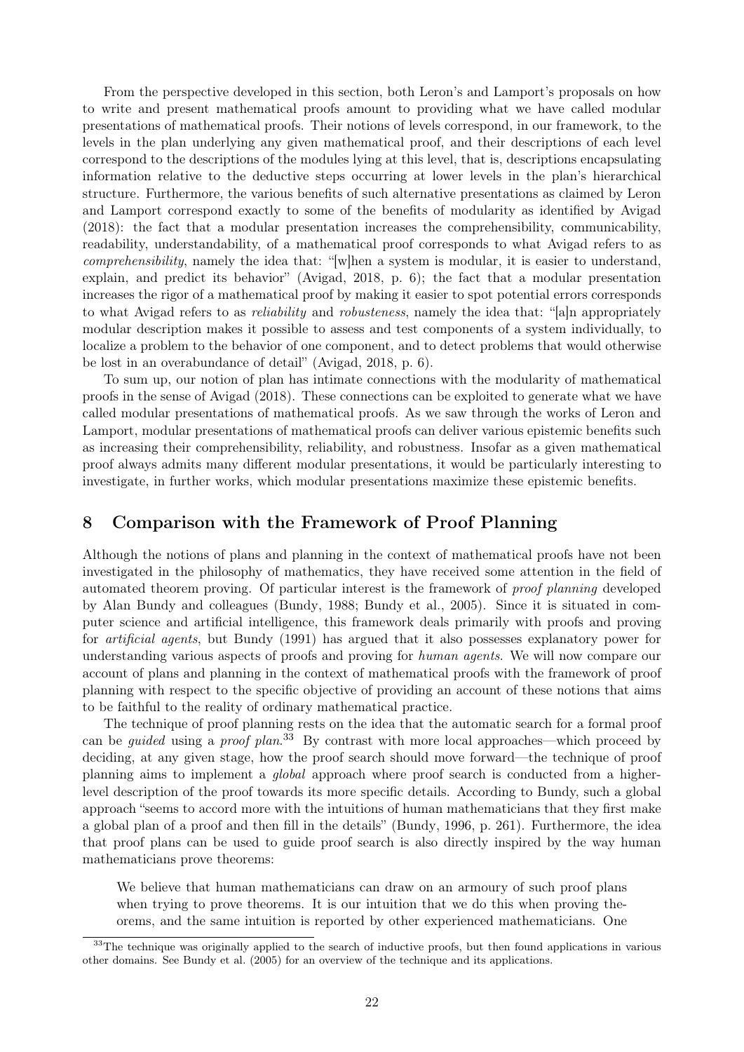From the perspective developed in this section, both Leron's and Lamport's proposals on how to write and present mathematical proofs amount to providing what we have called modular presentations of mathematical proofs. Their notions of levels correspond, in our framework, to the levels in the plan underlying any given mathematical proof, and their descriptions of each level correspond to the descriptions of the modules lying at this level, that is, descriptions encapsulating information relative to the deductive steps occurring at lower levels in the plan's hierarchical structure. Furthermore, the various benefits of such alternative presentations as claimed by Leron and Lamport correspond exactly to some of the benefits of modularity as identified by Avigad (2018): the fact that a modular presentation increases the comprehensibility, communicability, readability, understandability, of a mathematical proof corresponds to what Avigad refers to as *comprehensibility*, namely the idea that: "[w]hen a system is modular, it is easier to understand, explain, and predict its behavior" (Avigad, 2018, p. 6); the fact that a modular presentation increases the rigor of a mathematical proof by making it easier to spot potential errors corresponds to what Avigad refers to as *reliability* and *robusteness*, namely the idea that: "[a]n appropriately modular description makes it possible to assess and test components of a system individually, to localize a problem to the behavior of one component, and to detect problems that would otherwise be lost in an overabundance of detail" (Avigad, 2018, p. 6).

To sum up, our notion of plan has intimate connections with the modularity of mathematical proofs in the sense of Avigad (2018). These connections can be exploited to generate what we have called modular presentations of mathematical proofs. As we saw through the works of Leron and Lamport, modular presentations of mathematical proofs can deliver various epistemic benefits such as increasing their comprehensibility, reliability, and robustness. Insofar as a given mathematical proof always admits many different modular presentations, it would be particularly interesting to investigate, in further works, which modular presentations maximize these epistemic benefits.

## 8 Comparison with the Framework of Proof Planning

Although the notions of plans and planning in the context of mathematical proofs have not been investigated in the philosophy of mathematics, they have received some attention in the field of automated theorem proving. Of particular interest is the framework of *proof planning* developed by Alan Bundy and colleagues (Bundy, 1988; Bundy et al., 2005). Since it is situated in computer science and artificial intelligence, this framework deals primarily with proofs and proving for *artificial agents*, but Bundy (1991) has argued that it also possesses explanatory power for understanding various aspects of proofs and proving for *human agents*. We will now compare our account of plans and planning in the context of mathematical proofs with the framework of proof planning with respect to the specific objective of providing an account of these notions that aims to be faithful to the reality of ordinary mathematical practice.

The technique of proof planning rests on the idea that the automatic search for a formal proof can be *guided* using a *proof plan*.[33] By contrast with more local approaches—which proceed by deciding, at any given stage, how the proof search should move forward—the technique of proof planning aims to implement a *global* approach where proof search is conducted from a higher-level description of the proof towards its more specific details. According to Bundy, such a global approach "seems to accord more with the intuitions of human mathematicians that they first make a global plan of a proof and then fill in the details" (Bundy, 1996, p. 261). Furthermore, the idea that proof plans can be used to guide proof search is also directly inspired by the way human mathematicians prove theorems:

> We believe that human mathematicians can draw on an armoury of such proof plans when trying to prove theorems. It is our intuition that we do this when proving theorems, and the same intuition is reported by other experienced mathematicians. One

[33] The technique was originally applied to the search of inductive proofs, but then found applications in various other domains. See Bundy et al. (2005) for an overview of the technique and its applications.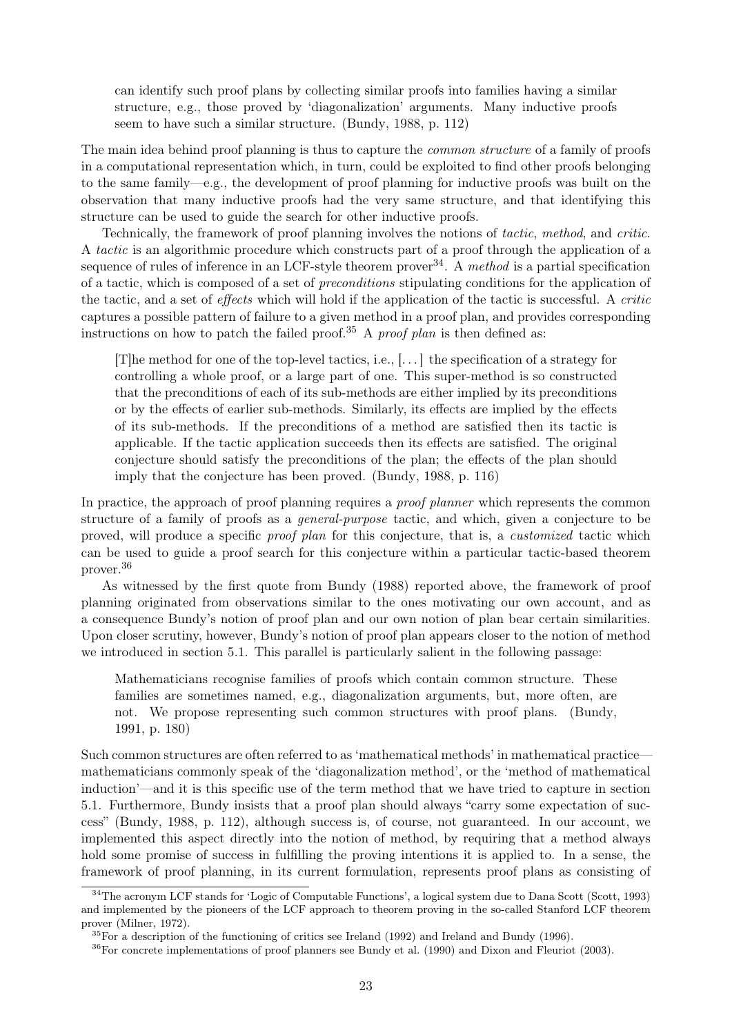> can identify such proof plans by collecting similar proofs into families having a similar structure, e.g., those proved by 'diagonalization' arguments. Many inductive proofs seem to have such a similar structure. (Bundy, 1988, p. 112)

The main idea behind proof planning is thus to capture the *common structure* of a family of proofs in a computational representation which, in turn, could be exploited to find other proofs belonging to the same family—e.g., the development of proof planning for inductive proofs was built on the observation that many inductive proofs had the very same structure, and that identifying this structure can be used to guide the search for other inductive proofs.

Technically, the framework of proof planning involves the notions of *tactic*, *method*, and *critic*. A *tactic* is an algorithmic procedure which constructs part of a proof through the application of a sequence of rules of inference in an LCF-style theorem prover[34]. A *method* is a partial specification of a tactic, which is composed of a set of *preconditions* stipulating conditions for the application of the tactic, and a set of *effects* which will hold if the application of the tactic is successful. A *critic* captures a possible pattern of failure to a given method in a proof plan, and provides corresponding instructions on how to patch the failed proof.[35] A *proof plan* is then defined as:

> [T]he method for one of the top-level tactics, i.e., [...] the specification of a strategy for controlling a whole proof, or a large part of one. This super-method is so constructed that the preconditions of each of its sub-methods are either implied by its preconditions or by the effects of earlier sub-methods. Similarly, its effects are implied by the effects of its sub-methods. If the preconditions of a method are satisfied then its tactic is applicable. If the tactic application succeeds then its effects are satisfied. The original conjecture should satisfy the preconditions of the plan; the effects of the plan should imply that the conjecture has been proved. (Bundy, 1988, p. 116)

In practice, the approach of proof planning requires a *proof planner* which represents the common structure of a family of proofs as a *general-purpose* tactic, and which, given a conjecture to be proved, will produce a specific *proof plan* for this conjecture, that is, a *customized* tactic which can be used to guide a proof search for this conjecture within a particular tactic-based theorem prover.[36]

As witnessed by the first quote from Bundy (1988) reported above, the framework of proof planning originated from observations similar to the ones motivating our own account, and as a consequence Bundy's notion of proof plan and our own notion of plan bear certain similarities. Upon closer scrutiny, however, Bundy's notion of proof plan appears closer to the notion of method we introduced in section 5.1. This parallel is particularly salient in the following passage:

> Mathematicians recognise families of proofs which contain common structure. These families are sometimes named, e.g., diagonalization arguments, but, more often, are not. We propose representing such common structures with proof plans. (Bundy, 1991, p. 180)

Such common structures are often referred to as 'mathematical methods' in mathematical practice—mathematicians commonly speak of the 'diagonalization method', or the 'method of mathematical induction'—and it is this specific use of the term method that we have tried to capture in section 5.1. Furthermore, Bundy insists that a proof plan should always "carry some expectation of success" (Bundy, 1988, p. 112), although success is, of course, not guaranteed. In our account, we implemented this aspect directly into the notion of method, by requiring that a method always hold some promise of success in fulfilling the proving intentions it is applied to. In a sense, the framework of proof planning, in its current formulation, represents proof plans as consisting of

[34] The acronym LCF stands for 'Logic of Computable Functions', a logical system due to Dana Scott (Scott, 1993) and implemented by the pioneers of the LCF approach to theorem proving in the so-called Stanford LCF theorem prover (Milner, 1972).

[35] For a description of the functioning of critics see Ireland (1992) and Ireland and Bundy (1996).

[36] For concrete implementations of proof planners see Bundy et al. (1990) and Dixon and Fleuriot (2003).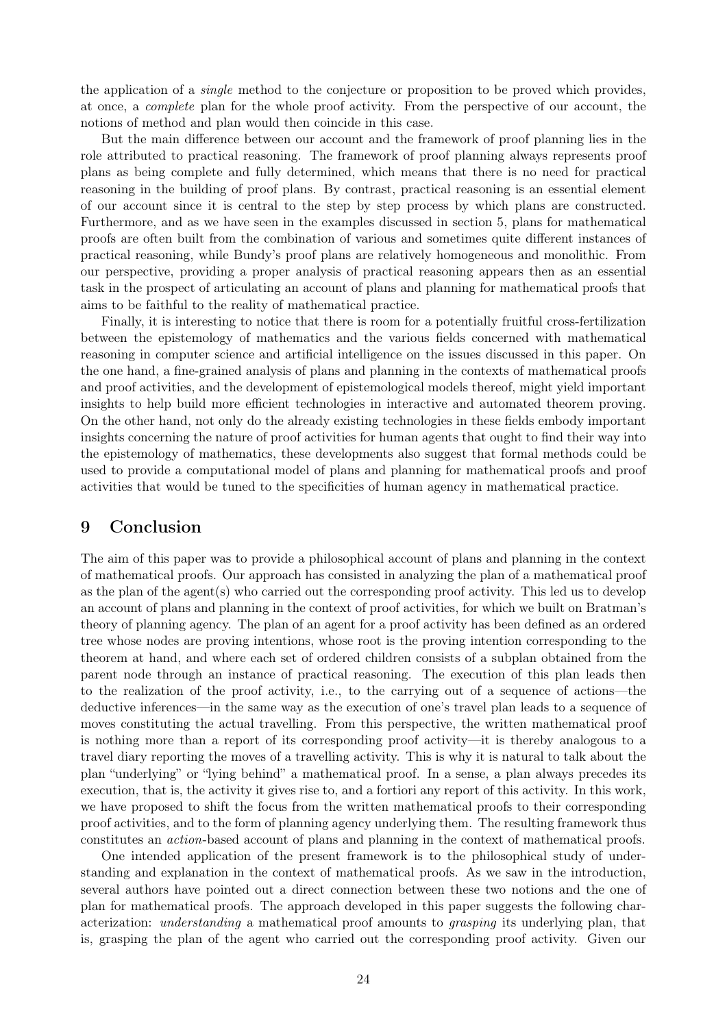the application of a *single* method to the conjecture or proposition to be proved which provides, at once, a *complete* plan for the whole proof activity. From the perspective of our account, the notions of method and plan would then coincide in this case.

But the main difference between our account and the framework of proof planning lies in the role attributed to practical reasoning. The framework of proof planning always represents proof plans as being complete and fully determined, which means that there is no need for practical reasoning in the building of proof plans. By contrast, practical reasoning is an essential element of our account since it is central to the step by step process by which plans are constructed. Furthermore, and as we have seen in the examples discussed in section 5, plans for mathematical proofs are often built from the combination of various and sometimes quite different instances of practical reasoning, while Bundy's proof plans are relatively homogeneous and monolithic. From our perspective, providing a proper analysis of practical reasoning appears then as an essential task in the prospect of articulating an account of plans and planning for mathematical proofs that aims to be faithful to the reality of mathematical practice.

Finally, it is interesting to notice that there is room for a potentially fruitful cross-fertilization between the epistemology of mathematics and the various fields concerned with mathematical reasoning in computer science and artificial intelligence on the issues discussed in this paper. On the one hand, a fine-grained analysis of plans and planning in the contexts of mathematical proofs and proof activities, and the development of epistemological models thereof, might yield important insights to help build more efficient technologies in interactive and automated theorem proving. On the other hand, not only do the already existing technologies in these fields embody important insights concerning the nature of proof activities for human agents that ought to find their way into the epistemology of mathematics, these developments also suggest that formal methods could be used to provide a computational model of plans and planning for mathematical proofs and proof activities that would be tuned to the specificities of human agency in mathematical practice.

## 9 Conclusion

The aim of this paper was to provide a philosophical account of plans and planning in the context of mathematical proofs. Our approach has consisted in analyzing the plan of a mathematical proof as the plan of the agent(s) who carried out the corresponding proof activity. This led us to develop an account of plans and planning in the context of proof activities, for which we built on Bratman's theory of planning agency. The plan of an agent for a proof activity has been defined as an ordered tree whose nodes are proving intentions, whose root is the proving intention corresponding to the theorem at hand, and where each set of ordered children consists of a subplan obtained from the parent node through an instance of practical reasoning. The execution of this plan leads then to the realization of the proof activity, i.e., to the carrying out of a sequence of actions—the deductive inferences—in the same way as the execution of one's travel plan leads to a sequence of moves constituting the actual travelling. From this perspective, the written mathematical proof is nothing more than a report of its corresponding proof activity—it is thereby analogous to a travel diary reporting the moves of a travelling activity. This is why it is natural to talk about the plan "underlying" or "lying behind" a mathematical proof. In a sense, a plan always precedes its execution, that is, the activity it gives rise to, and a fortiori any report of this activity. In this work, we have proposed to shift the focus from the written mathematical proofs to their corresponding proof activities, and to the form of planning agency underlying them. The resulting framework thus constitutes an *action*-based account of plans and planning in the context of mathematical proofs.

One intended application of the present framework is to the philosophical study of understanding and explanation in the context of mathematical proofs. As we saw in the introduction, several authors have pointed out a direct connection between these two notions and the one of plan for mathematical proofs. The approach developed in this paper suggests the following characterization: *understanding* a mathematical proof amounts to *grasping* its underlying plan, that is, grasping the plan of the agent who carried out the corresponding proof activity. Given our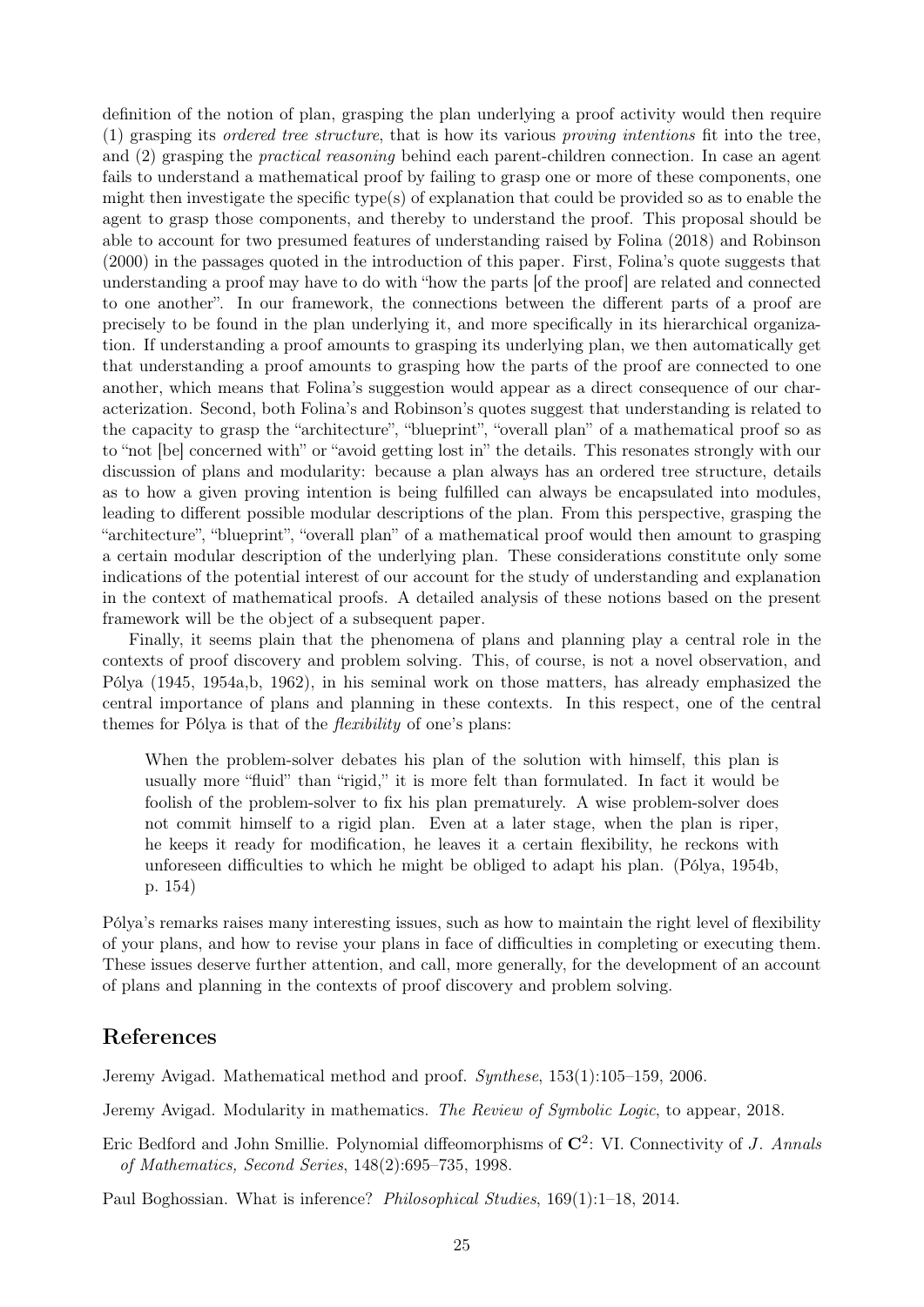definition of the notion of plan, grasping the plan underlying a proof activity would then require (1) grasping its *ordered tree structure*, that is how its various *proving intentions* fit into the tree, and (2) grasping the *practical reasoning* behind each parent-children connection. In case an agent fails to understand a mathematical proof by failing to grasp one or more of these components, one might then investigate the specific type(s) of explanation that could be provided so as to enable the agent to grasp those components, and thereby to understand the proof. This proposal should be able to account for two presumed features of understanding raised by Folina (2018) and Robinson (2000) in the passages quoted in the introduction of this paper. First, Folina's quote suggests that understanding a proof may have to do with "how the parts [of the proof] are related and connected to one another". In our framework, the connections between the different parts of a proof are precisely to be found in the plan underlying it, and more specifically in its hierarchical organization. If understanding a proof amounts to grasping its underlying plan, we then automatically get that understanding a proof amounts to grasping how the parts of the proof are connected to one another, which means that Folina's suggestion would appear as a direct consequence of our characterization. Second, both Folina's and Robinson's quotes suggest that understanding is related to the capacity to grasp the "architecture", "blueprint", "overall plan" of a mathematical proof so as to "not [be] concerned with" or "avoid getting lost in" the details. This resonates strongly with our discussion of plans and modularity: because a plan always has an ordered tree structure, details as to how a given proving intention is being fulfilled can always be encapsulated into modules, leading to different possible modular descriptions of the plan. From this perspective, grasping the "architecture", "blueprint", "overall plan" of a mathematical proof would then amount to grasping a certain modular description of the underlying plan. These considerations constitute only some indications of the potential interest of our account for the study of understanding and explanation in the context of mathematical proofs. A detailed analysis of these notions based on the present framework will be the object of a subsequent paper.

Finally, it seems plain that the phenomena of plans and planning play a central role in the contexts of proof discovery and problem solving. This, of course, is not a novel observation, and Pólya (1945, 1954a,b, 1962), in his seminal work on those matters, has already emphasized the central importance of plans and planning in these contexts. In this respect, one of the central themes for Pólya is that of the *flexibility* of one's plans:

> When the problem-solver debates his plan of the solution with himself, this plan is usually more "fluid" than "rigid," it is more felt than formulated. In fact it would be foolish of the problem-solver to fix his plan prematurely. A wise problem-solver does not commit himself to a rigid plan. Even at a later stage, when the plan is riper, he keeps it ready for modification, he leaves it a certain flexibility, he reckons with unforeseen difficulties to which he might be obliged to adapt his plan. (Pólya, 1954b, p. 154)

Pólya's remarks raises many interesting issues, such as how to maintain the right level of flexibility of your plans, and how to revise your plans in face of difficulties in completing or executing them. These issues deserve further attention, and call, more generally, for the development of an account of plans and planning in the contexts of proof discovery and problem solving.

## References

Jeremy Avigad. Mathematical method and proof. *Synthese*, 153(1):105–159, 2006.

Jeremy Avigad. Modularity in mathematics. *The Review of Symbolic Logic*, to appear, 2018.

Eric Bedford and John Smillie. Polynomial diffeomorphisms of $\mathbf{C}^2$: VI. Connectivity of $J$. *Annals of Mathematics, Second Series*, 148(2):695–735, 1998.

Paul Boghossian. What is inference? *Philosophical Studies*, 169(1):1–18, 2014.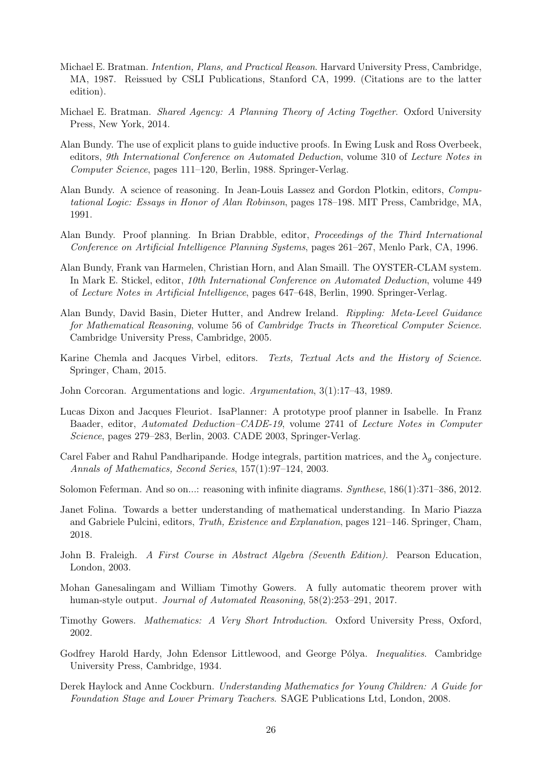Michael E. Bratman. *Intention, Plans, and Practical Reason*. Harvard University Press, Cambridge, MA, 1987. Reissued by CSLI Publications, Stanford CA, 1999. (Citations are to the latter edition).

Michael E. Bratman. *Shared Agency: A Planning Theory of Acting Together*. Oxford University Press, New York, 2014.

Alan Bundy. The use of explicit plans to guide inductive proofs. In Ewing Lusk and Ross Overbeek, editors, *9th International Conference on Automated Deduction*, volume 310 of *Lecture Notes in Computer Science*, pages 111–120, Berlin, 1988. Springer-Verlag.

Alan Bundy. A science of reasoning. In Jean-Louis Lassez and Gordon Plotkin, editors, *Computational Logic: Essays in Honor of Alan Robinson*, pages 178–198. MIT Press, Cambridge, MA, 1991.

Alan Bundy. Proof planning. In Brian Drabble, editor, *Proceedings of the Third International Conference on Artificial Intelligence Planning Systems*, pages 261–267, Menlo Park, CA, 1996.

Alan Bundy, Frank van Harmelen, Christian Horn, and Alan Smaill. The OYSTER-CLAM system. In Mark E. Stickel, editor, *10th International Conference on Automated Deduction*, volume 449 of *Lecture Notes in Artificial Intelligence*, pages 647–648, Berlin, 1990. Springer-Verlag.

Alan Bundy, David Basin, Dieter Hutter, and Andrew Ireland. *Rippling: Meta-Level Guidance for Mathematical Reasoning*, volume 56 of *Cambridge Tracts in Theoretical Computer Science*. Cambridge University Press, Cambridge, 2005.

Karine Chemla and Jacques Virbel, editors. *Texts, Textual Acts and the History of Science*. Springer, Cham, 2015.

John Corcoran. Argumentations and logic. *Argumentation*, 3(1):17–43, 1989.

Lucas Dixon and Jacques Fleuriot. IsaPlanner: A prototype proof planner in Isabelle. In Franz Baader, editor, *Automated Deduction–CADE-19*, volume 2741 of *Lecture Notes in Computer Science*, pages 279–283, Berlin, 2003. CADE 2003, Springer-Verlag.

Carel Faber and Rahul Pandharipande. Hodge integrals, partition matrices, and the $\lambda_g$ conjecture. *Annals of Mathematics, Second Series*, 157(1):97–124, 2003.

Solomon Feferman. And so on...: reasoning with infinite diagrams. *Synthese*, 186(1):371–386, 2012.

Janet Folina. Towards a better understanding of mathematical understanding. In Mario Piazza and Gabriele Pulcini, editors, *Truth, Existence and Explanation*, pages 121–146. Springer, Cham, 2018.

John B. Fraleigh. *A First Course in Abstract Algebra (Seventh Edition)*. Pearson Education, London, 2003.

Mohan Ganesalingam and William Timothy Gowers. A fully automatic theorem prover with human-style output. *Journal of Automated Reasoning*, 58(2):253–291, 2017.

Timothy Gowers. *Mathematics: A Very Short Introduction*. Oxford University Press, Oxford, 2002.

Godfrey Harold Hardy, John Edensor Littlewood, and George Pólya. *Inequalities*. Cambridge University Press, Cambridge, 1934.

Derek Haylock and Anne Cockburn. *Understanding Mathematics for Young Children: A Guide for Foundation Stage and Lower Primary Teachers*. SAGE Publications Ltd, London, 2008.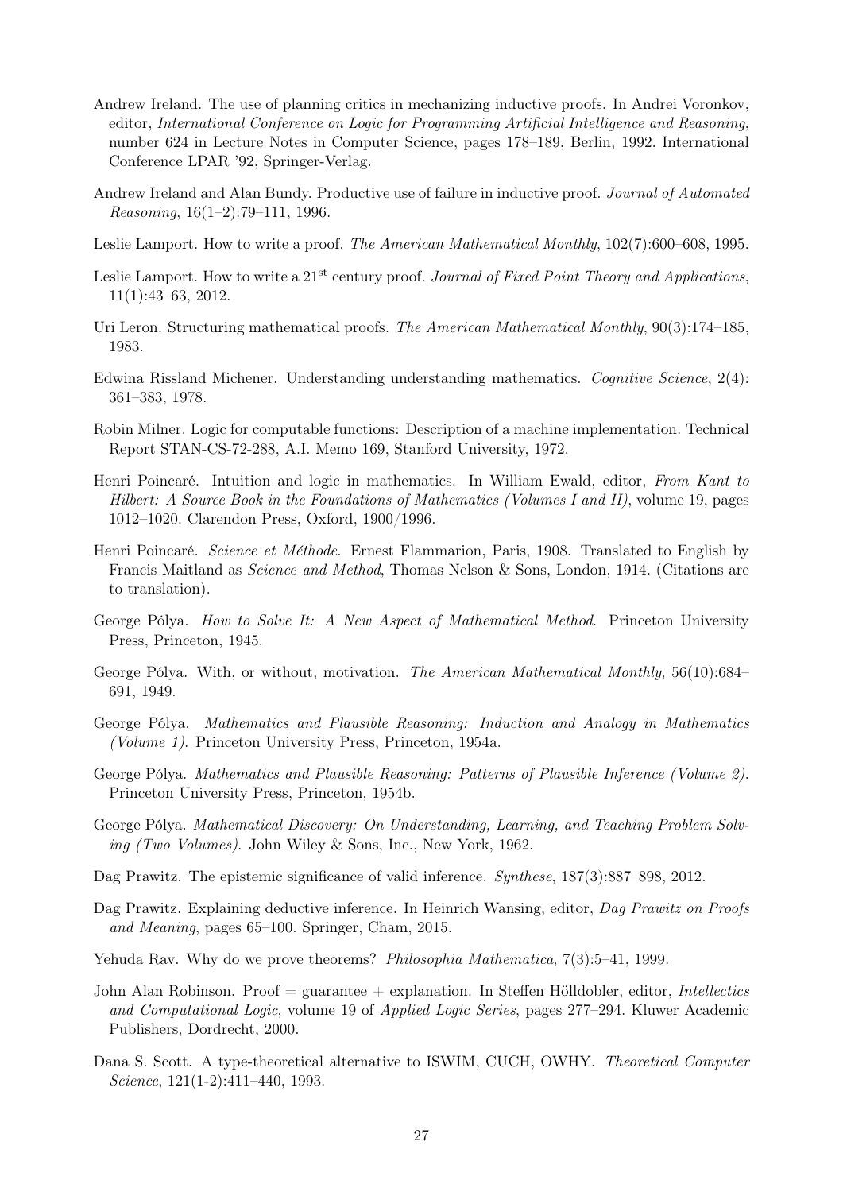Andrew Ireland. The use of planning critics in mechanizing inductive proofs. In Andrei Voronkov, editor, *International Conference on Logic for Programming Artificial Intelligence and Reasoning*, number 624 in Lecture Notes in Computer Science, pages 178–189, Berlin, 1992. International Conference LPAR '92, Springer-Verlag.

Andrew Ireland and Alan Bundy. Productive use of failure in inductive proof. *Journal of Automated Reasoning*, 16(1–2):79–111, 1996.

Leslie Lamport. How to write a proof. *The American Mathematical Monthly*, 102(7):600–608, 1995.

Leslie Lamport. How to write a $21^{\text{st}}$ century proof. *Journal of Fixed Point Theory and Applications*, 11(1):43–63, 2012.

Uri Leron. Structuring mathematical proofs. *The American Mathematical Monthly*, 90(3):174–185, 1983.

Edwina Rissland Michener. Understanding understanding mathematics. *Cognitive Science*, 2(4): 361–383, 1978.

Robin Milner. Logic for computable functions: Description of a machine implementation. Technical Report STAN-CS-72-288, A.I. Memo 169, Stanford University, 1972.

Henri Poincaré. Intuition and logic in mathematics. In William Ewald, editor, *From Kant to Hilbert: A Source Book in the Foundations of Mathematics (Volumes I and II)*, volume 19, pages 1012–1020. Clarendon Press, Oxford, 1900/1996.

Henri Poincaré. *Science et Méthode*. Ernest Flammarion, Paris, 1908. Translated to English by Francis Maitland as *Science and Method*, Thomas Nelson & Sons, London, 1914. (Citations are to translation).

George Pólya. *How to Solve It: A New Aspect of Mathematical Method*. Princeton University Press, Princeton, 1945.

George Pólya. With, or without, motivation. *The American Mathematical Monthly*, 56(10):684–691, 1949.

George Pólya. *Mathematics and Plausible Reasoning: Induction and Analogy in Mathematics (Volume 1)*. Princeton University Press, Princeton, 1954a.

George Pólya. *Mathematics and Plausible Reasoning: Patterns of Plausible Inference (Volume 2)*. Princeton University Press, Princeton, 1954b.

George Pólya. *Mathematical Discovery: On Understanding, Learning, and Teaching Problem Solving (Two Volumes)*. John Wiley & Sons, Inc., New York, 1962.

Dag Prawitz. The epistemic significance of valid inference. *Synthese*, 187(3):887–898, 2012.

Dag Prawitz. Explaining deductive inference. In Heinrich Wansing, editor, *Dag Prawitz on Proofs and Meaning*, pages 65–100. Springer, Cham, 2015.

Yehuda Rav. Why do we prove theorems? *Philosophia Mathematica*, 7(3):5–41, 1999.

John Alan Robinson. Proof = guarantee + explanation. In Steffen Hölldobler, editor, *Intellectics and Computational Logic*, volume 19 of *Applied Logic Series*, pages 277–294. Kluwer Academic Publishers, Dordrecht, 2000.

Dana S. Scott. A type-theoretical alternative to ISWIM, CUCH, OWHY. *Theoretical Computer Science*, 121(1-2):411–440, 1993.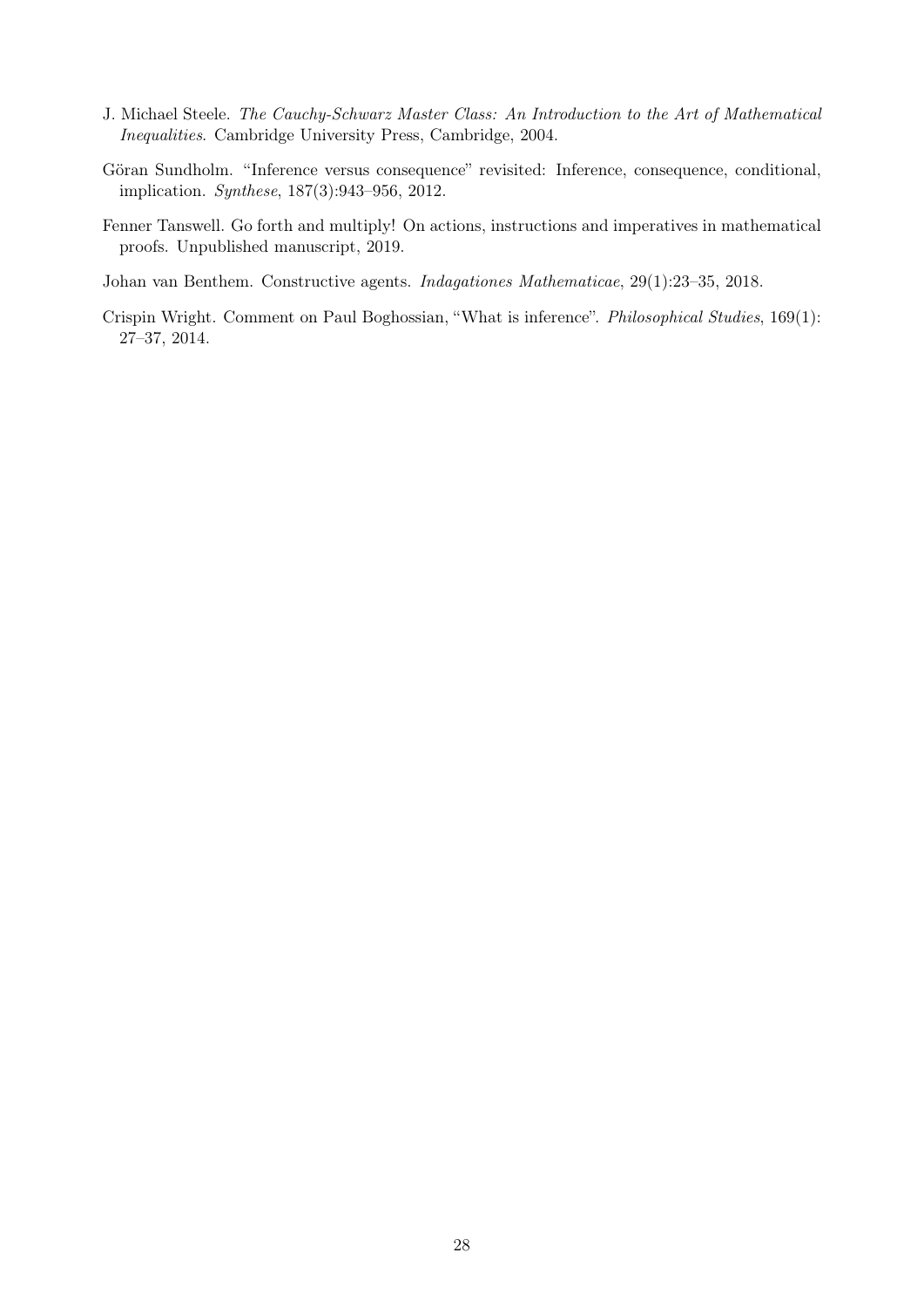J. Michael Steele. *The Cauchy-Schwarz Master Class: An Introduction to the Art of Mathematical Inequalities*. Cambridge University Press, Cambridge, 2004.

Göran Sundholm. "Inference versus consequence" revisited: Inference, consequence, conditional, implication. *Synthese*, 187(3):943–956, 2012.

Fenner Tanswell. Go forth and multiply! On actions, instructions and imperatives in mathematical proofs. Unpublished manuscript, 2019.

Johan van Benthem. Constructive agents. *Indagationes Mathematicae*, 29(1):23–35, 2018.

Crispin Wright. Comment on Paul Boghossian, "What is inference". *Philosophical Studies*, 169(1): 27–37, 2014.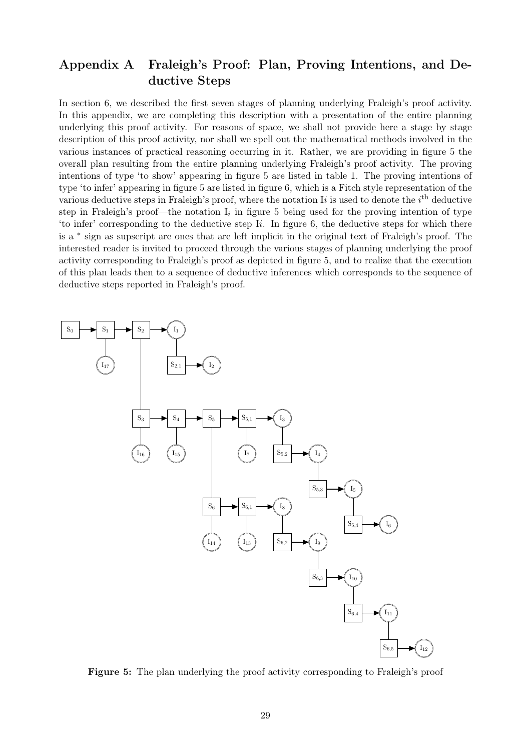## Appendix A Fraleigh's Proof: Plan, Proving Intentions, and Deductive Steps

In section 6, we described the first seven stages of planning underlying Fraleigh's proof activity. In this appendix, we are completing this description with a presentation of the entire planning underlying this proof activity. For reasons of space, we shall not provide here a stage by stage description of this proof activity, nor shall we spell out the mathematical methods involved in the various instances of practical reasoning occurring in it. Rather, we are providing in figure 5 the overall plan resulting from the entire planning underlying Fraleigh's proof activity. The proving intentions of type 'to show' appearing in figure 5 are listed in table 1. The proving intentions of type 'to infer' appearing in figure 5 are listed in figure 6, which is a Fitch style representation of the various deductive steps in Fraleigh's proof, where the notation I$i$ is used to denote the $i^{\text{th}}$ deductive step in Fraleigh's proof—the notation $\text{I}_i$ in figure 5 being used for the proving intention of type 'to infer' corresponding to the deductive step I$i$. In figure 6, the deductive steps for which there is a * sign as supscript are ones that are left implicit in the original text of Fraleigh's proof. The interested reader is invited to proceed through the various stages of planning underlying the proof activity corresponding to Fraleigh's proof as depicted in figure 5, and to realize that the execution of this plan leads then to a sequence of deductive inferences which corresponds to the sequence of deductive steps reported in Fraleigh's proof.

**Figure 5:** The plan underlying the proof activity corresponding to Fraleigh's proof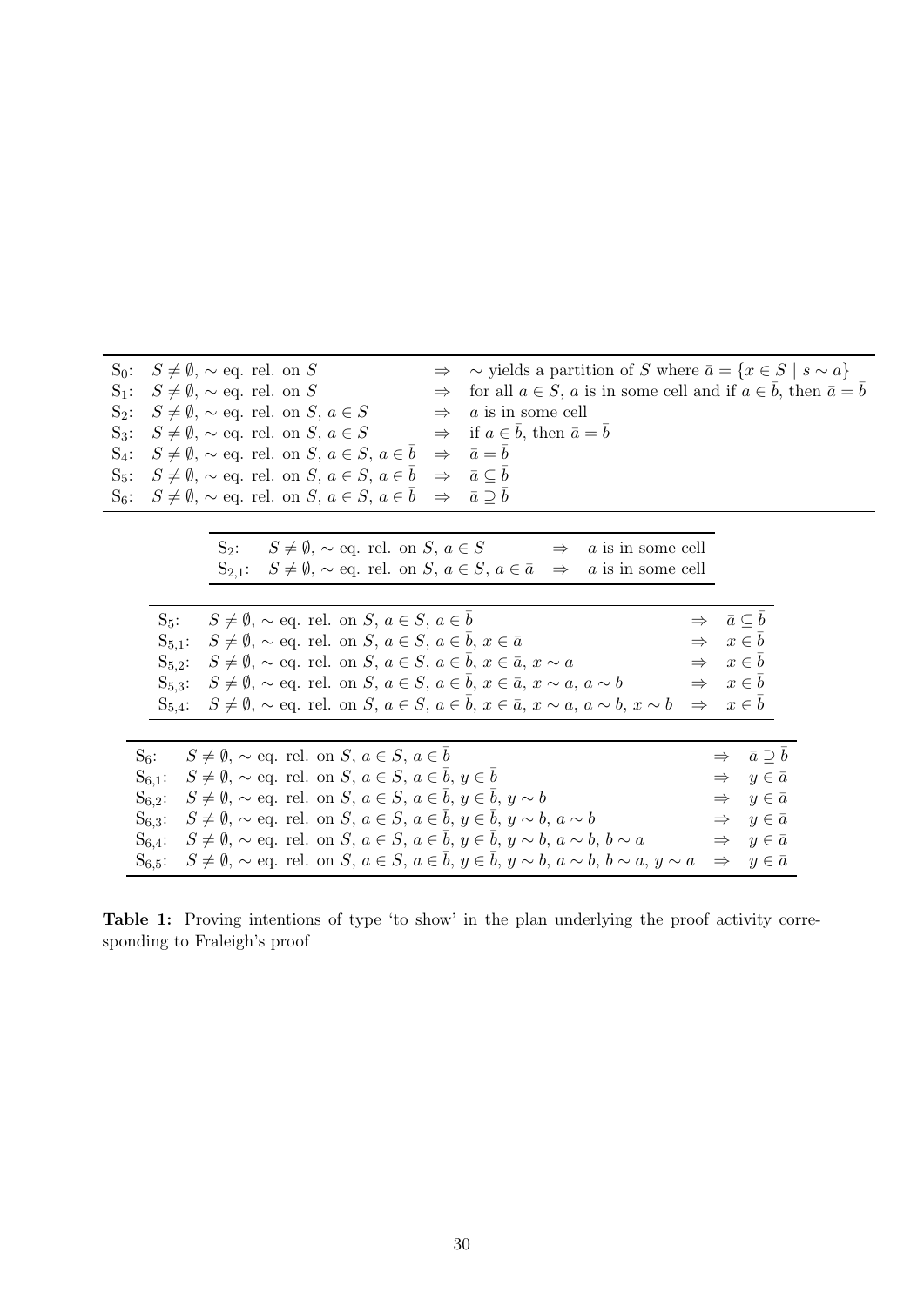| | | | |
|---|---|---|---|
| $S_0$: | $S \neq \emptyset$, $\sim$ eq. rel. on $S$ | $\Rightarrow$ | $\sim$ yields a partition of $S$ where $\bar{a} = \{x \in S \mid s \sim a\}$ |
| $S_1$: | $S \neq \emptyset$, $\sim$ eq. rel. on $S$ | $\Rightarrow$ | for all $a \in S$, $a$ is in some cell and if $a \in \bar{b}$, then $\bar{a} = \bar{b}$ |
| $S_2$: | $S \neq \emptyset$, $\sim$ eq. rel. on $S$, $a \in S$ | $\Rightarrow$ | $a$ is in some cell |
| $S_3$: | $S \neq \emptyset$, $\sim$ eq. rel. on $S$, $a \in S$ | $\Rightarrow$ | if $a \in \bar{b}$, then $\bar{a} = \bar{b}$ |
| $S_4$: | $S \neq \emptyset$, $\sim$ eq. rel. on $S$, $a \in S$, $a \in \bar{b}$ | $\Rightarrow$ | $\bar{a} = \bar{b}$ |
| $S_5$: | $S \neq \emptyset$, $\sim$ eq. rel. on $S$, $a \in S$, $a \in \bar{b}$ | $\Rightarrow$ | $\bar{a} \subseteq \bar{b}$ |
| $S_6$: | $S \neq \emptyset$, $\sim$ eq. rel. on $S$, $a \in S$, $a \in \bar{b}$ | $\Rightarrow$ | $\bar{a} \supseteq \bar{b}$ |

| | | | |
|---|---|---|---|
| $S_2$: | $S \neq \emptyset$, $\sim$ eq. rel. on $S$, $a \in S$ | $\Rightarrow$ | $a$ is in some cell |
| $S_{2,1}$: | $S \neq \emptyset$, $\sim$ eq. rel. on $S$, $a \in S$, $a \in \bar{a}$ | $\Rightarrow$ | $a$ is in some cell |

| | | | |
|---|---|---|---|
| $S_5$: | $S \neq \emptyset$, $\sim$ eq. rel. on $S$, $a \in S$, $a \in \bar{b}$ | $\Rightarrow$ | $\bar{a} \subseteq \bar{b}$ |
| $S_{5,1}$: | $S \neq \emptyset$, $\sim$ eq. rel. on $S$, $a \in S$, $a \in \bar{b}$, $x \in \bar{a}$ | $\Rightarrow$ | $x \in \bar{b}$ |
| $S_{5,2}$: | $S \neq \emptyset$, $\sim$ eq. rel. on $S$, $a \in S$, $a \in \bar{b}$, $x \in \bar{a}$, $x \sim a$ | $\Rightarrow$ | $x \in \bar{b}$ |
| $S_{5,3}$: | $S \neq \emptyset$, $\sim$ eq. rel. on $S$, $a \in S$, $a \in \bar{b}$, $x \in \bar{a}$, $x \sim a$, $a \sim b$ | $\Rightarrow$ | $x \in \bar{b}$ |
| $S_{5,4}$: | $S \neq \emptyset$, $\sim$ eq. rel. on $S$, $a \in S$, $a \in \bar{b}$, $x \in \bar{a}$, $x \sim a$, $a \sim b$, $x \sim b$ | $\Rightarrow$ | $x \in \bar{b}$ |

| | | | |
|---|---|---|---|
| $S_6$: | $S \neq \emptyset$, $\sim$ eq. rel. on $S$, $a \in S$, $a \in \bar{b}$ | $\Rightarrow$ | $\bar{a} \supseteq \bar{b}$ |
| $S_{6,1}$: | $S \neq \emptyset$, $\sim$ eq. rel. on $S$, $a \in S$, $a \in \bar{b}$, $y \in \bar{b}$ | $\Rightarrow$ | $y \in \bar{a}$ |
| $S_{6,2}$: | $S \neq \emptyset$, $\sim$ eq. rel. on $S$, $a \in S$, $a \in \bar{b}$, $y \in \bar{b}$, $y \sim b$ | $\Rightarrow$ | $y \in \bar{a}$ |
| $S_{6,3}$: | $S \neq \emptyset$, $\sim$ eq. rel. on $S$, $a \in S$, $a \in \bar{b}$, $y \in \bar{b}$, $y \sim b$, $a \sim b$ | $\Rightarrow$ | $y \in \bar{a}$ |
| $S_{6,4}$: | $S \neq \emptyset$, $\sim$ eq. rel. on $S$, $a \in S$, $a \in \bar{b}$, $y \in \bar{b}$, $y \sim b$, $a \sim b$, $b \sim a$ | $\Rightarrow$ | $y \in \bar{a}$ |
| $S_{6,5}$: | $S \neq \emptyset$, $\sim$ eq. rel. on $S$, $a \in S$, $a \in \bar{b}$, $y \in \bar{b}$, $y \sim b$, $a \sim b$, $b \sim a$, $y \sim a$ | $\Rightarrow$ | $y \in \bar{a}$ |

**Table 1:** Proving intentions of type 'to show' in the plan underlying the proof activity corresponding to Fraleigh's proof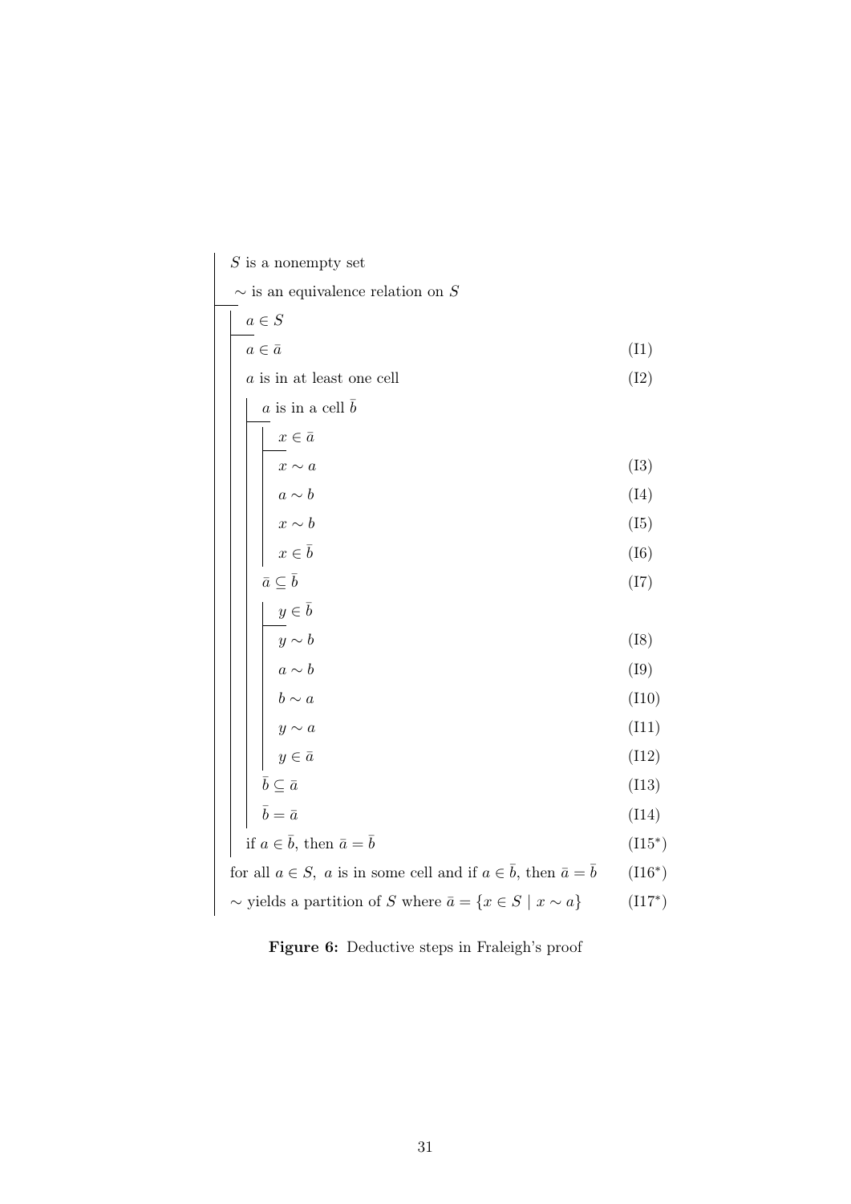$S$ is a nonempty set

$\sim$ is an equivalence relation on $S$

$a \in S$

$a \in \bar{a}$ (I1)

$a$ is in at least one cell (I2)

$a$ is in a cell $\bar{b}$

$x \in \bar{a}$

$x \sim a$ (I3)

$a \sim b$ (I4)

$x \sim b$ (I5)

$x \in \bar{b}$ (I6)

$\bar{a} \subseteq \bar{b}$ (I7)

$y \in \bar{b}$

$y \sim b$ (I8)

$a \sim b$ (I9)

$b \sim a$ (I10)

$y \sim a$ (I11)

$y \in \bar{a}$ (I12)

$\bar{b} \subseteq \bar{a}$ (I13)

$\bar{b} = \bar{a}$ (I14)

if $a \in \bar{b}$, then $\bar{a} = \bar{b}$ (I15*)

for all $a \in S$, $a$ is in some cell and if $a \in \bar{b}$, then $\bar{a} = \bar{b}$ (I16*)

$\sim$ yields a partition of $S$ where $\bar{a} = \{x \in S \mid x \sim a\}$ (I17*)

**Figure 6:** Deductive steps in Fraleigh's proof